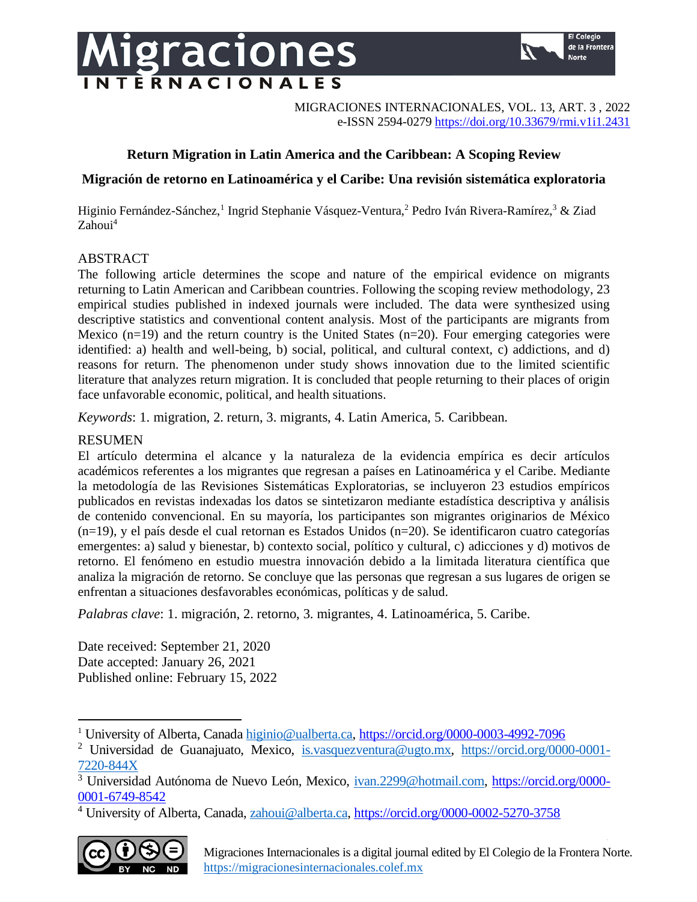MIGRACIONES INTERNACIONALES, VOL. 13, ART. 3 , 2022
e-ISSN 2594-0279 https://doi.org/10.33679/rmi.v1i1.2431

# Return Migration in Latin America and the Caribbean: A Scoping Review

## Migración de retorno en Latinoamérica y el Caribe: Una revisión sistemática exploratoria

Higinio Fernández-Sánchez,[1] Ingrid Stephanie Vásquez-Ventura,[2] Pedro Iván Rivera-Ramírez,[3] & Ziad Zahoui[4]

ABSTRACT

The following article determines the scope and nature of the empirical evidence on migrants returning to Latin American and Caribbean countries. Following the scoping review methodology, 23 empirical studies published in indexed journals were included. The data were synthesized using descriptive statistics and conventional content analysis. Most of the participants are migrants from Mexico (n=19) and the return country is the United States (n=20). Four emerging categories were identified: a) health and well-being, b) social, political, and cultural context, c) addictions, and d) reasons for return. The phenomenon under study shows innovation due to the limited scientific literature that analyzes return migration. It is concluded that people returning to their places of origin face unfavorable economic, political, and health situations.

*Keywords*: 1. migration, 2. return, 3. migrants, 4. Latin America, 5. Caribbean.

RESUMEN

El artículo determina el alcance y la naturaleza de la evidencia empírica es decir artículos académicos referentes a los migrantes que regresan a países en Latinoamérica y el Caribe. Mediante la metodología de las Revisiones Sistemáticas Exploratorias, se incluyeron 23 estudios empíricos publicados en revistas indexadas los datos se sintetizaron mediante estadística descriptiva y análisis de contenido convencional. En su mayoría, los participantes son migrantes originarios de México (n=19), y el país desde el cual retornan es Estados Unidos (n=20). Se identificaron cuatro categorías emergentes: a) salud y bienestar, b) contexto social, político y cultural, c) adicciones y d) motivos de retorno. El fenómeno en estudio muestra innovación debido a la limitada literatura científica que analiza la migración de retorno. Se concluye que las personas que regresan a sus lugares de origen se enfrentan a situaciones desfavorables económicas, políticas y de salud.

*Palabras clave*: 1. migración, 2. retorno, 3. migrantes, 4. Latinoamérica, 5. Caribe.

Date received: September 21, 2020
Date accepted: January 26, 2021
Published online: February 15, 2022

[1] University of Alberta, Canada higinio@ualberta.ca, https://orcid.org/0000-0003-4992-7096

[2] Universidad de Guanajuato, Mexico, is.vasquezventura@ugto.mx, https://orcid.org/0000-0001-7220-844X

[3] Universidad Autónoma de Nuevo León, Mexico, ivan.2299@hotmail.com, https://orcid.org/0000-0001-6749-8542

[4] University of Alberta, Canada, zahoui@alberta.ca, https://orcid.org/0000-0002-5270-3758

Migraciones Internacionales is a digital journal edited by El Colegio de la Frontera Norte. https://migracionesinternacionales.colef.mx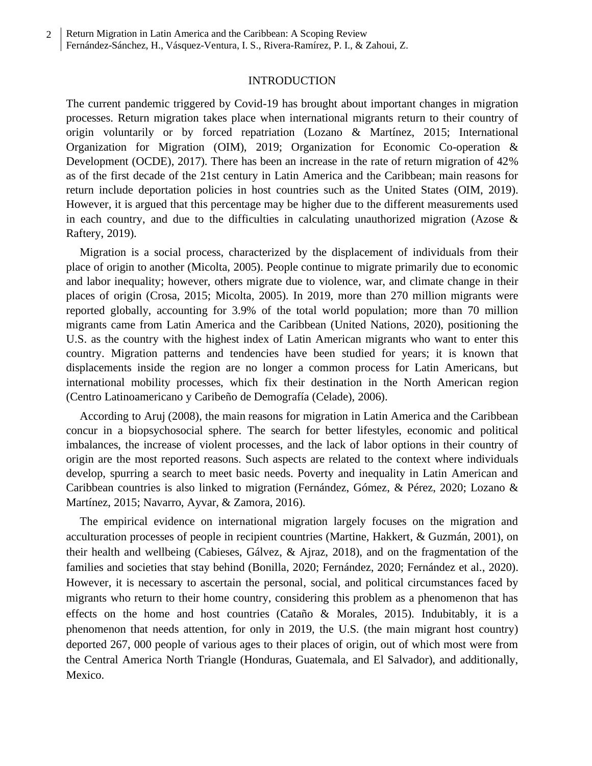## INTRODUCTION

The current pandemic triggered by Covid-19 has brought about important changes in migration processes. Return migration takes place when international migrants return to their country of origin voluntarily or by forced repatriation (Lozano & Martínez, 2015; International Organization for Migration (OIM), 2019; Organization for Economic Co-operation & Development (OCDE), 2017). There has been an increase in the rate of return migration of 42% as of the first decade of the 21st century in Latin America and the Caribbean; main reasons for return include deportation policies in host countries such as the United States (OIM, 2019). However, it is argued that this percentage may be higher due to the different measurements used in each country, and due to the difficulties in calculating unauthorized migration (Azose & Raftery, 2019).

Migration is a social process, characterized by the displacement of individuals from their place of origin to another (Micolta, 2005). People continue to migrate primarily due to economic and labor inequality; however, others migrate due to violence, war, and climate change in their places of origin (Crosa, 2015; Micolta, 2005). In 2019, more than 270 million migrants were reported globally, accounting for 3.9% of the total world population; more than 70 million migrants came from Latin America and the Caribbean (United Nations, 2020), positioning the U.S. as the country with the highest index of Latin American migrants who want to enter this country. Migration patterns and tendencies have been studied for years; it is known that displacements inside the region are no longer a common process for Latin Americans, but international mobility processes, which fix their destination in the North American region (Centro Latinoamericano y Caribeño de Demografía (Celade), 2006).

According to Aruj (2008), the main reasons for migration in Latin America and the Caribbean concur in a biopsychosocial sphere. The search for better lifestyles, economic and political imbalances, the increase of violent processes, and the lack of labor options in their country of origin are the most reported reasons. Such aspects are related to the context where individuals develop, spurring a search to meet basic needs. Poverty and inequality in Latin American and Caribbean countries is also linked to migration (Fernández, Gómez, & Pérez, 2020; Lozano & Martínez, 2015; Navarro, Ayvar, & Zamora, 2016).

The empirical evidence on international migration largely focuses on the migration and acculturation processes of people in recipient countries (Martine, Hakkert, & Guzmán, 2001), on their health and wellbeing (Cabieses, Gálvez, & Ajraz, 2018), and on the fragmentation of the families and societies that stay behind (Bonilla, 2020; Fernández, 2020; Fernández et al., 2020). However, it is necessary to ascertain the personal, social, and political circumstances faced by migrants who return to their home country, considering this problem as a phenomenon that has effects on the home and host countries (Cataño & Morales, 2015). Indubitably, it is a phenomenon that needs attention, for only in 2019, the U.S. (the main migrant host country) deported 267, 000 people of various ages to their places of origin, out of which most were from the Central America North Triangle (Honduras, Guatemala, and El Salvador), and additionally, Mexico.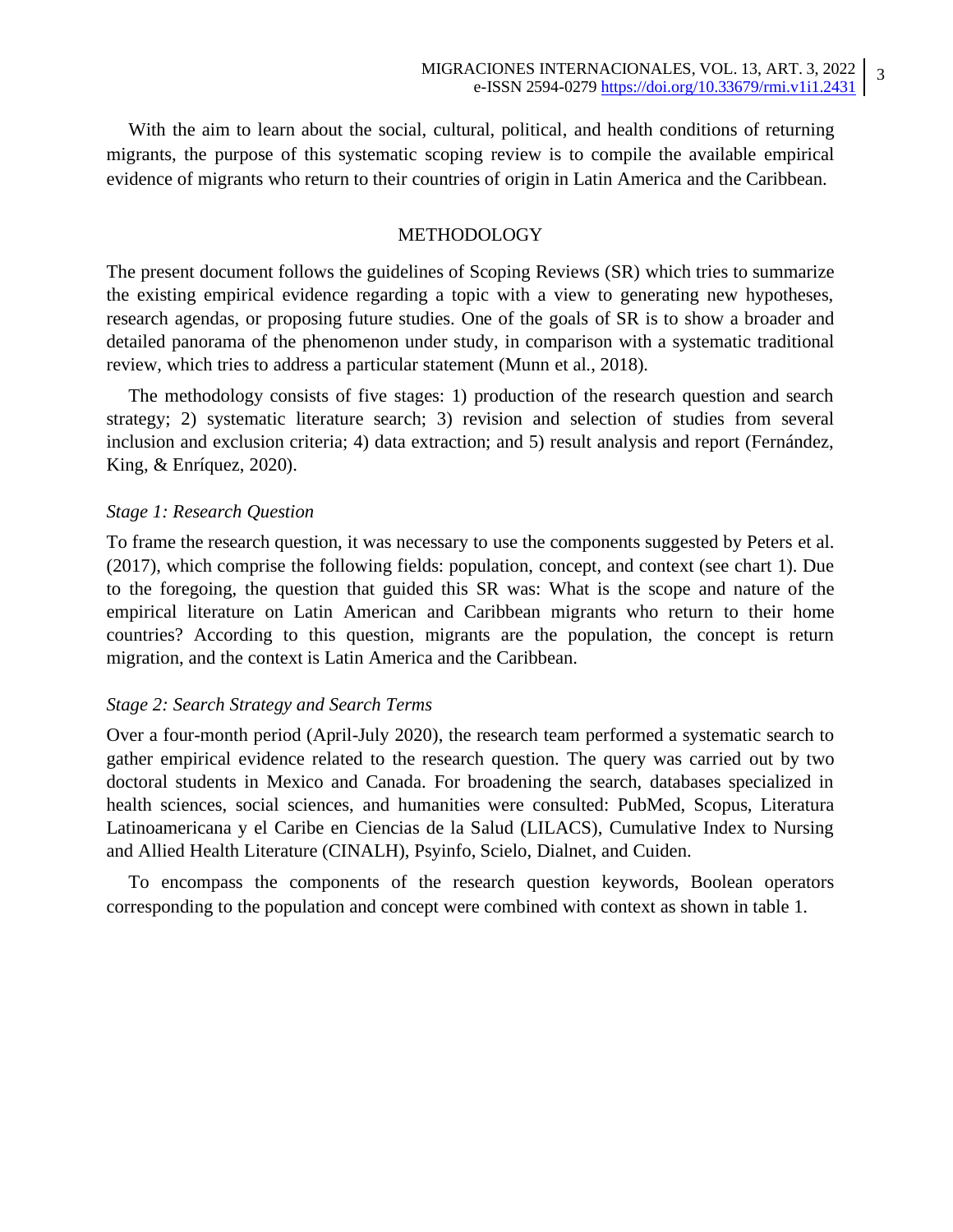With the aim to learn about the social, cultural, political, and health conditions of returning migrants, the purpose of this systematic scoping review is to compile the available empirical evidence of migrants who return to their countries of origin in Latin America and the Caribbean.

## METHODOLOGY

The present document follows the guidelines of Scoping Reviews (SR) which tries to summarize the existing empirical evidence regarding a topic with a view to generating new hypotheses, research agendas, or proposing future studies. One of the goals of SR is to show a broader and detailed panorama of the phenomenon under study, in comparison with a systematic traditional review, which tries to address a particular statement (Munn et al., 2018).

The methodology consists of five stages: 1) production of the research question and search strategy; 2) systematic literature search; 3) revision and selection of studies from several inclusion and exclusion criteria; 4) data extraction; and 5) result analysis and report (Fernández, King, & Enríquez, 2020).

### *Stage 1: Research Question*

To frame the research question, it was necessary to use the components suggested by Peters et al. (2017), which comprise the following fields: population, concept, and context (see chart 1). Due to the foregoing, the question that guided this SR was: What is the scope and nature of the empirical literature on Latin American and Caribbean migrants who return to their home countries? According to this question, migrants are the population, the concept is return migration, and the context is Latin America and the Caribbean.

### *Stage 2: Search Strategy and Search Terms*

Over a four-month period (April-July 2020), the research team performed a systematic search to gather empirical evidence related to the research question. The query was carried out by two doctoral students in Mexico and Canada. For broadening the search, databases specialized in health sciences, social sciences, and humanities were consulted: PubMed, Scopus, Literatura Latinoamericana y el Caribe en Ciencias de la Salud (LILACS), Cumulative Index to Nursing and Allied Health Literature (CINALH), Psyinfo, Scielo, Dialnet, and Cuiden.

To encompass the components of the research question keywords, Boolean operators corresponding to the population and concept were combined with context as shown in table 1.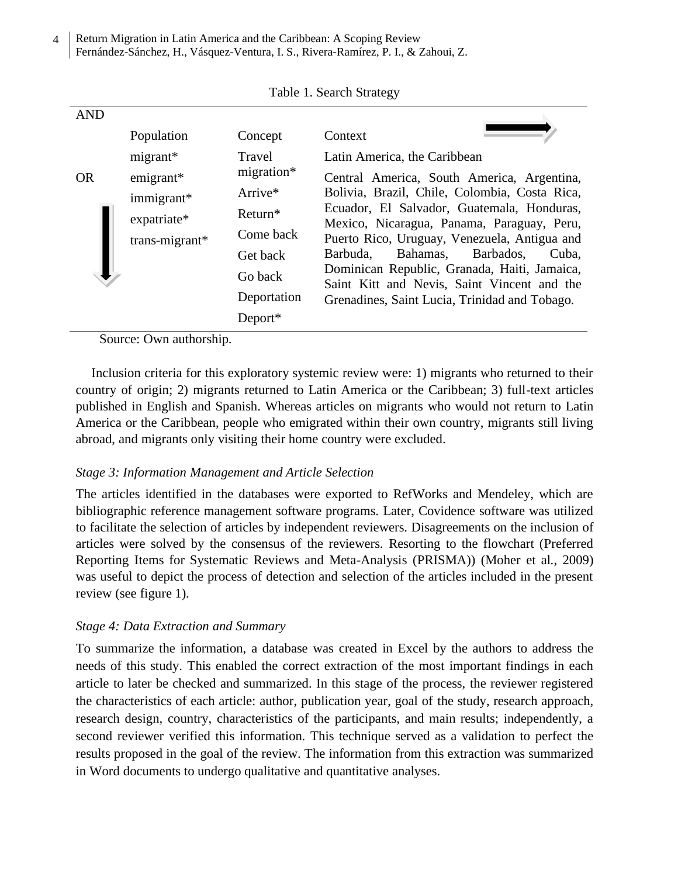Table 1. Search Strategy

| AND | Population | Concept | Context |
|---|---|---|---|
| OR | migrant* | Travel | Latin America, the Caribbean |
| | emigrant* | migration* | Central America, South America, Argentina, Bolivia, Brazil, Chile, Colombia, Costa Rica, Ecuador, El Salvador, Guatemala, Honduras, Mexico, Nicaragua, Panama, Paraguay, Peru, Puerto Rico, Uruguay, Venezuela, Antigua and Barbuda, Bahamas, Barbados, Cuba, Dominican Republic, Granada, Haiti, Jamaica, Saint Kitt and Nevis, Saint Vincent and the Grenadines, Saint Lucia, Trinidad and Tobago. |
| | immigrant* | Arrive* | |
| | expatriate* | Return* | |
| | trans-migrant* | Come back | |
| | | Get back | |
| | | Go back | |
| | | Deportation | |
| | | Deport* | |

Source: Own authorship.

Inclusion criteria for this exploratory systemic review were: 1) migrants who returned to their country of origin; 2) migrants returned to Latin America or the Caribbean; 3) full-text articles published in English and Spanish. Whereas articles on migrants who would not return to Latin America or the Caribbean, people who emigrated within their own country, migrants still living abroad, and migrants only visiting their home country were excluded.

### *Stage 3: Information Management and Article Selection*

The articles identified in the databases were exported to RefWorks and Mendeley, which are bibliographic reference management software programs. Later, Covidence software was utilized to facilitate the selection of articles by independent reviewers. Disagreements on the inclusion of articles were solved by the consensus of the reviewers. Resorting to the flowchart (Preferred Reporting Items for Systematic Reviews and Meta-Analysis (PRISMA)) (Moher et al., 2009) was useful to depict the process of detection and selection of the articles included in the present review (see figure 1).

### *Stage 4: Data Extraction and Summary*

To summarize the information, a database was created in Excel by the authors to address the needs of this study. This enabled the correct extraction of the most important findings in each article to later be checked and summarized. In this stage of the process, the reviewer registered the characteristics of each article: author, publication year, goal of the study, research approach, research design, country, characteristics of the participants, and main results; independently, a second reviewer verified this information. This technique served as a validation to perfect the results proposed in the goal of the review. The information from this extraction was summarized in Word documents to undergo qualitative and quantitative analyses.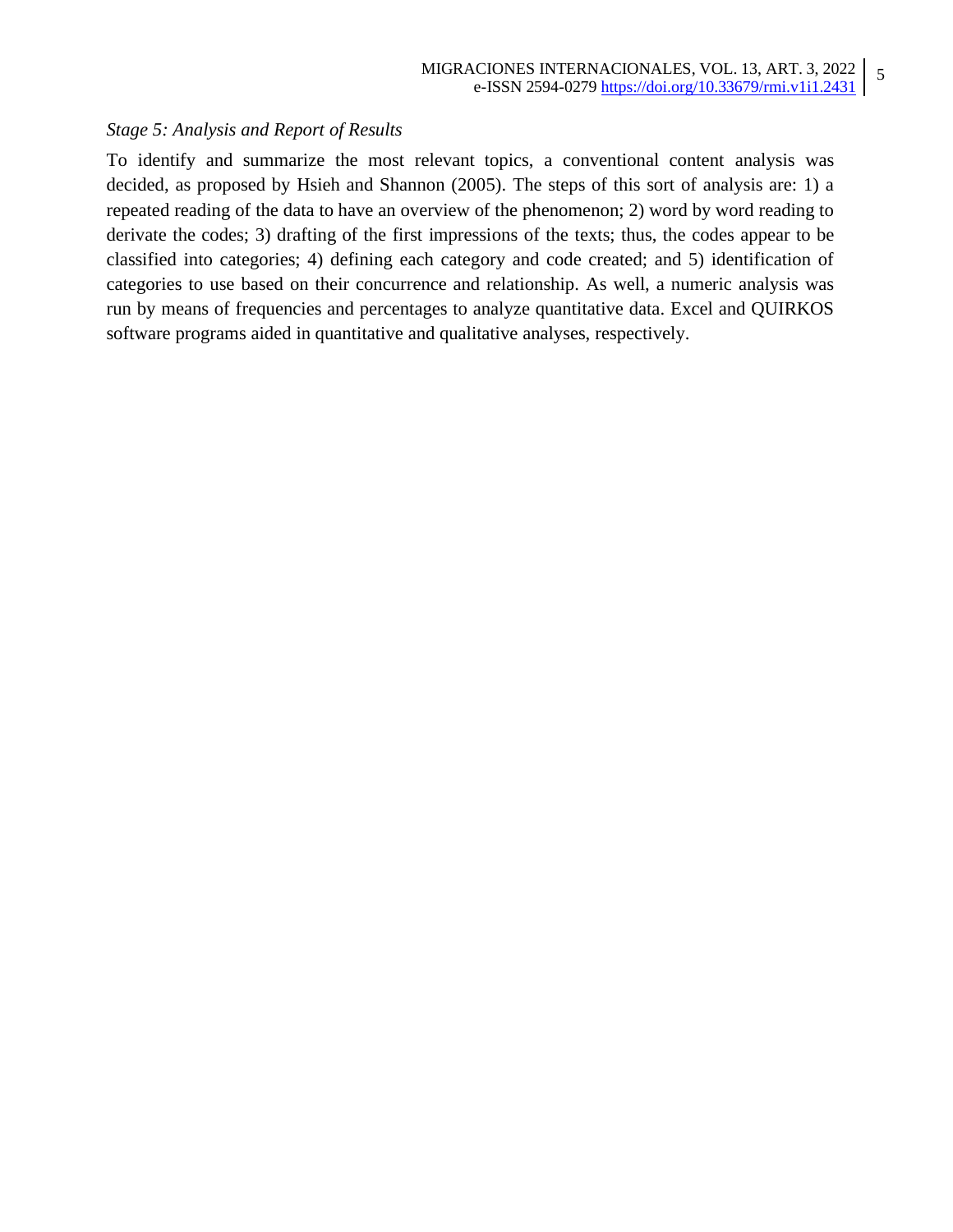*Stage 5: Analysis and Report of Results*

To identify and summarize the most relevant topics, a conventional content analysis was decided, as proposed by Hsieh and Shannon (2005). The steps of this sort of analysis are: 1) a repeated reading of the data to have an overview of the phenomenon; 2) word by word reading to derivate the codes; 3) drafting of the first impressions of the texts; thus, the codes appear to be classified into categories; 4) defining each category and code created; and 5) identification of categories to use based on their concurrence and relationship. As well, a numeric analysis was run by means of frequencies and percentages to analyze quantitative data. Excel and QUIRKOS software programs aided in quantitative and qualitative analyses, respectively.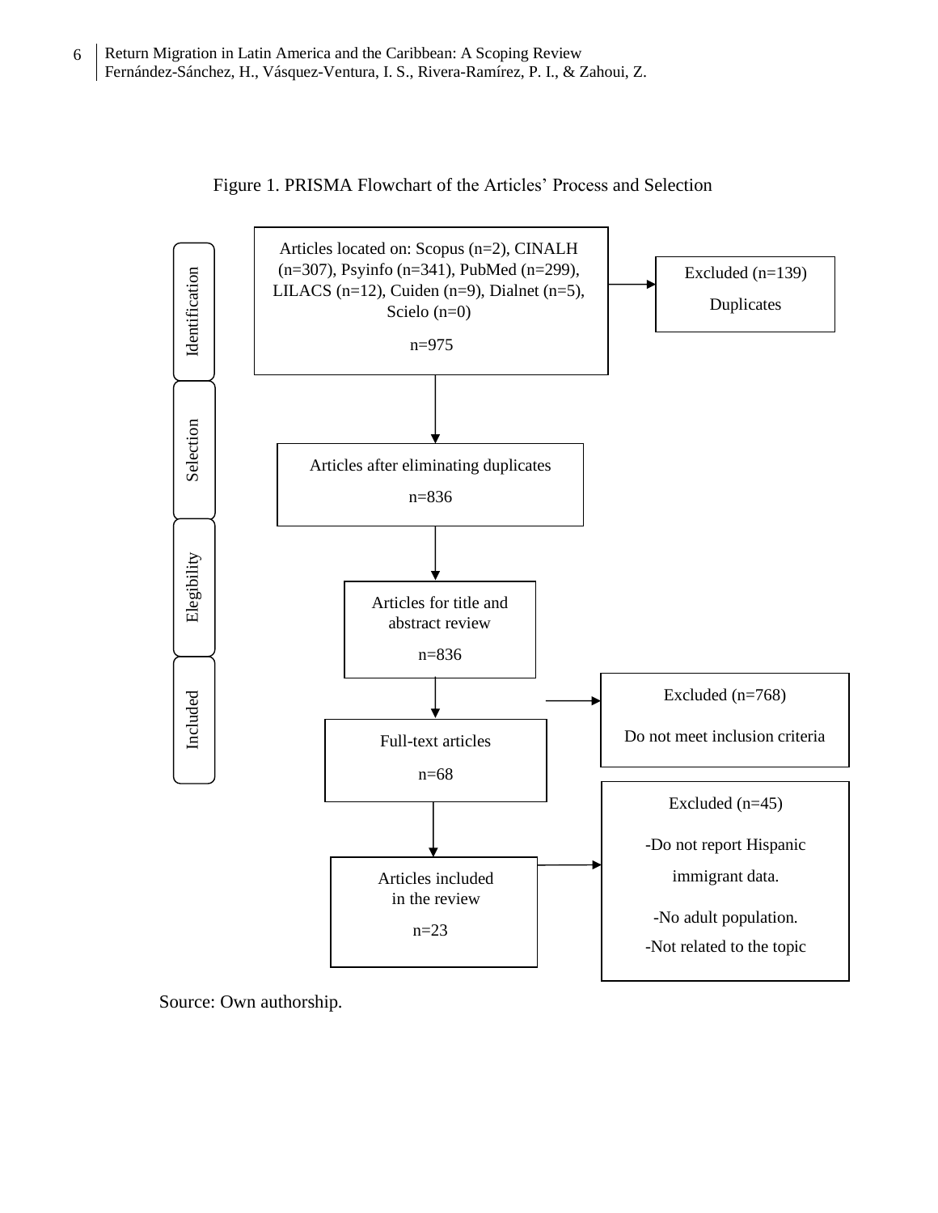Figure 1. PRISMA Flowchart of the Articles' Process and Selection

**Identification**

Articles located on: Scopus (n=2), CINALH (n=307), Psyinfo (n=341), PubMed (n=299), LILACS (n=12), Cuiden (n=9), Dialnet (n=5), Scielo (n=0)

n=975

→ Excluded (n=139)

Duplicates

**Selection**

Articles after eliminating duplicates

n=836

**Elegibility**

Articles for title and abstract review

n=836

→ Excluded (n=768)

Do not meet inclusion criteria

**Included**

Full-text articles

n=68

→ Excluded (n=45)

-Do not report Hispanic immigrant data.

-No adult population.

-Not related to the topic

Articles included in the review

n=23

Source: Own authorship.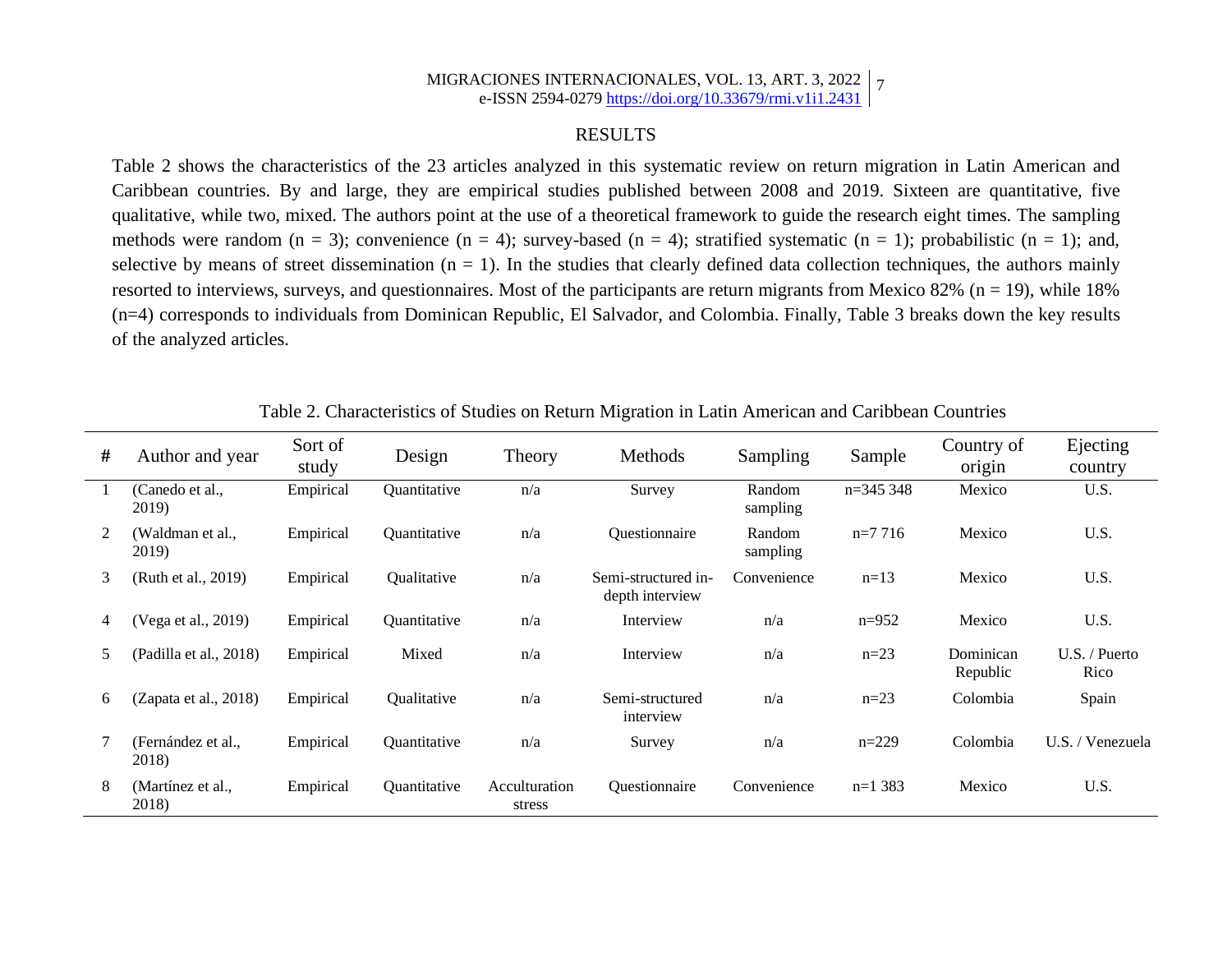## RESULTS

Table 2 shows the characteristics of the 23 articles analyzed in this systematic review on return migration in Latin American and Caribbean countries. By and large, they are empirical studies published between 2008 and 2019. Sixteen are quantitative, five qualitative, while two, mixed. The authors point at the use of a theoretical framework to guide the research eight times. The sampling methods were random (n = 3); convenience (n = 4); survey-based (n = 4); stratified systematic (n = 1); probabilistic (n = 1); and, selective by means of street dissemination (n = 1). In the studies that clearly defined data collection techniques, the authors mainly resorted to interviews, surveys, and questionnaires. Most of the participants are return migrants from Mexico 82% (n = 19), while 18% (n=4) corresponds to individuals from Dominican Republic, El Salvador, and Colombia. Finally, Table 3 breaks down the key results of the analyzed articles.

Table 2. Characteristics of Studies on Return Migration in Latin American and Caribbean Countries

| # | Author and year | Sort of study | Design | Theory | Methods | Sampling | Sample | Country of origin | Ejecting country |
|---|---|---|---|---|---|---|---|---|---|
| 1 | (Canedo et al., 2019) | Empirical | Quantitative | n/a | Survey | Random sampling | n=345 348 | Mexico | U.S. |
| 2 | (Waldman et al., 2019) | Empirical | Quantitative | n/a | Questionnaire | Random sampling | n=7 716 | Mexico | U.S. |
| 3 | (Ruth et al., 2019) | Empirical | Qualitative | n/a | Semi-structured in-depth interview | Convenience | n=13 | Mexico | U.S. |
| 4 | (Vega et al., 2019) | Empirical | Quantitative | n/a | Interview | n/a | n=952 | Mexico | U.S. |
| 5 | (Padilla et al., 2018) | Empirical | Mixed | n/a | Interview | n/a | n=23 | Dominican Republic | U.S. / Puerto Rico |
| 6 | (Zapata et al., 2018) | Empirical | Qualitative | n/a | Semi-structured interview | n/a | n=23 | Colombia | Spain |
| 7 | (Fernández et al., 2018) | Empirical | Quantitative | n/a | Survey | n/a | n=229 | Colombia | U.S. / Venezuela |
| 8 | (Martínez et al., 2018) | Empirical | Quantitative | Acculturation stress | Questionnaire | Convenience | n=1 383 | Mexico | U.S. |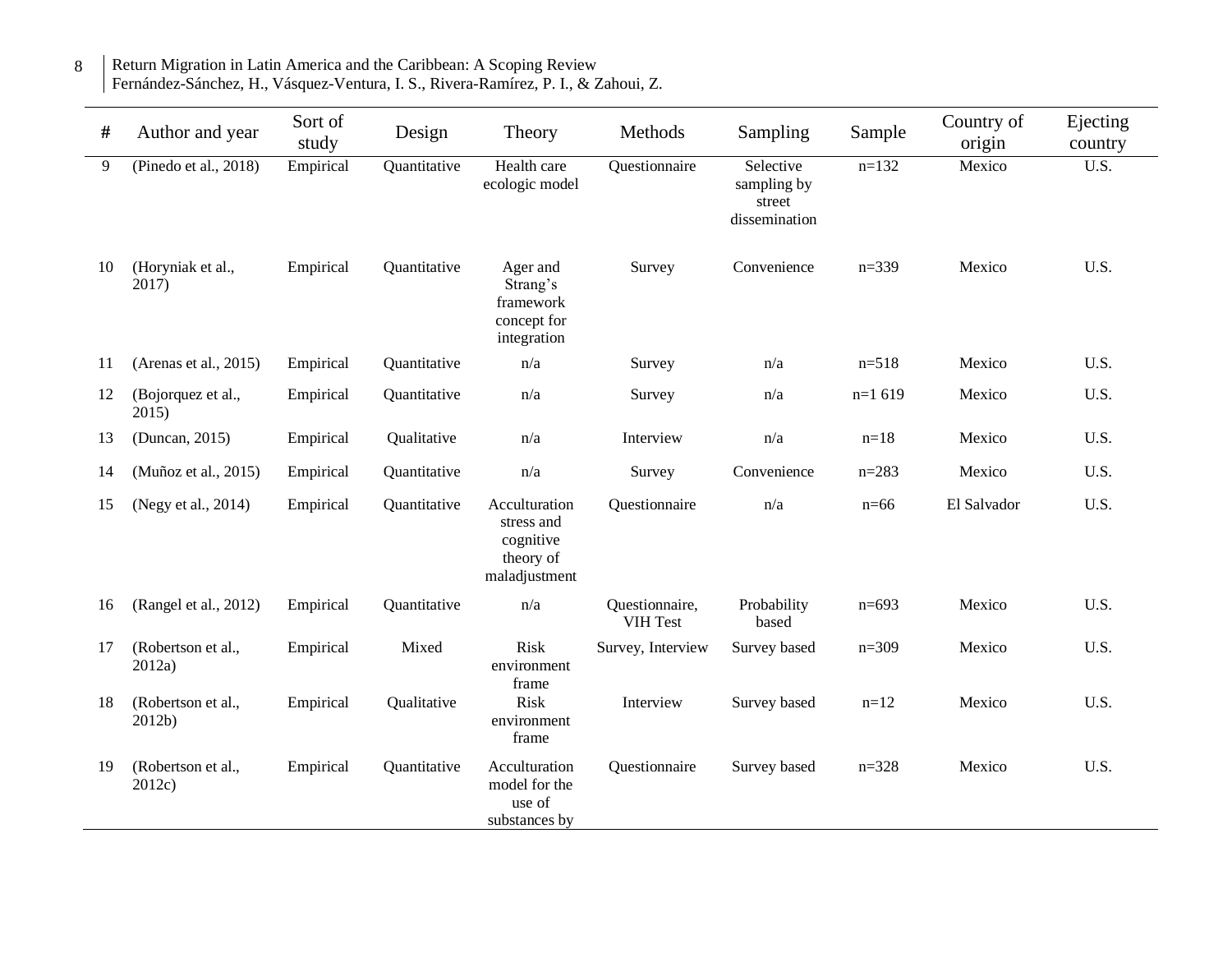| # | Author and year | Sort of study | Design | Theory | Methods | Sampling | Sample | Country of origin | Ejecting country |
|---|---|---|---|---|---|---|---|---|---|
| 9 | (Pinedo et al., 2018) | Empirical | Quantitative | Health care ecologic model | Questionnaire | Selective sampling by street dissemination | n=132 | Mexico | U.S. |
| 10 | (Horyniak et al., 2017) | Empirical | Quantitative | Ager and Strang's framework concept for integration | Survey | Convenience | n=339 | Mexico | U.S. |
| 11 | (Arenas et al., 2015) | Empirical | Quantitative | n/a | Survey | n/a | n=518 | Mexico | U.S. |
| 12 | (Bojorquez et al., 2015) | Empirical | Quantitative | n/a | Survey | n/a | n=1 619 | Mexico | U.S. |
| 13 | (Duncan, 2015) | Empirical | Qualitative | n/a | Interview | n/a | n=18 | Mexico | U.S. |
| 14 | (Muñoz et al., 2015) | Empirical | Quantitative | n/a | Survey | Convenience | n=283 | Mexico | U.S. |
| 15 | (Negy et al., 2014) | Empirical | Quantitative | Acculturation stress and cognitive theory of maladjustment | Questionnaire | n/a | n=66 | El Salvador | U.S. |
| 16 | (Rangel et al., 2012) | Empirical | Quantitative | n/a | Questionnaire, VIH Test | Probability based | n=693 | Mexico | U.S. |
| 17 | (Robertson et al., 2012a) | Empirical | Mixed | Risk environment frame | Survey, Interview | Survey based | n=309 | Mexico | U.S. |
| 18 | (Robertson et al., 2012b) | Empirical | Qualitative | Risk environment frame | Interview | Survey based | n=12 | Mexico | U.S. |
| 19 | (Robertson et al., 2012c) | Empirical | Quantitative | Acculturation model for the use of substances by | Questionnaire | Survey based | n=328 | Mexico | U.S. |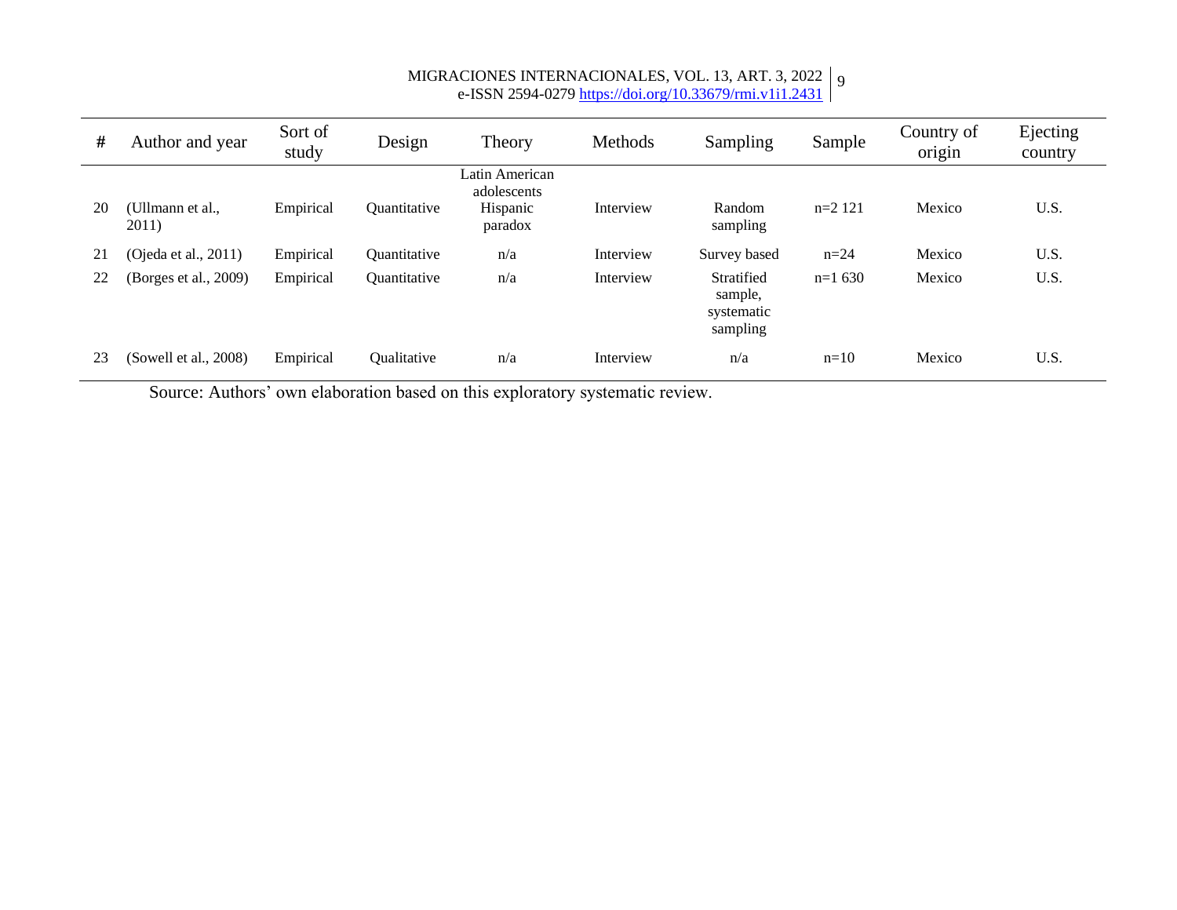| # | Author and year | Sort of study | Design | Theory | Methods | Sampling | Sample | Country of origin | Ejecting country |
|---|---|---|---|---|---|---|---|---|---|
| 20 | (Ullmann et al., 2011) | Empirical | Quantitative | Latin American adolescents Hispanic paradox | Interview | Random sampling | n=2 121 | Mexico | U.S. |
| 21 | (Ojeda et al., 2011) | Empirical | Quantitative | n/a | Interview | Survey based | n=24 | Mexico | U.S. |
| 22 | (Borges et al., 2009) | Empirical | Quantitative | n/a | Interview | Stratified sample, systematic sampling | n=1 630 | Mexico | U.S. |
| 23 | (Sowell et al., 2008) | Empirical | Qualitative | n/a | Interview | n/a | n=10 | Mexico | U.S. |

Source: Authors' own elaboration based on this exploratory systematic review.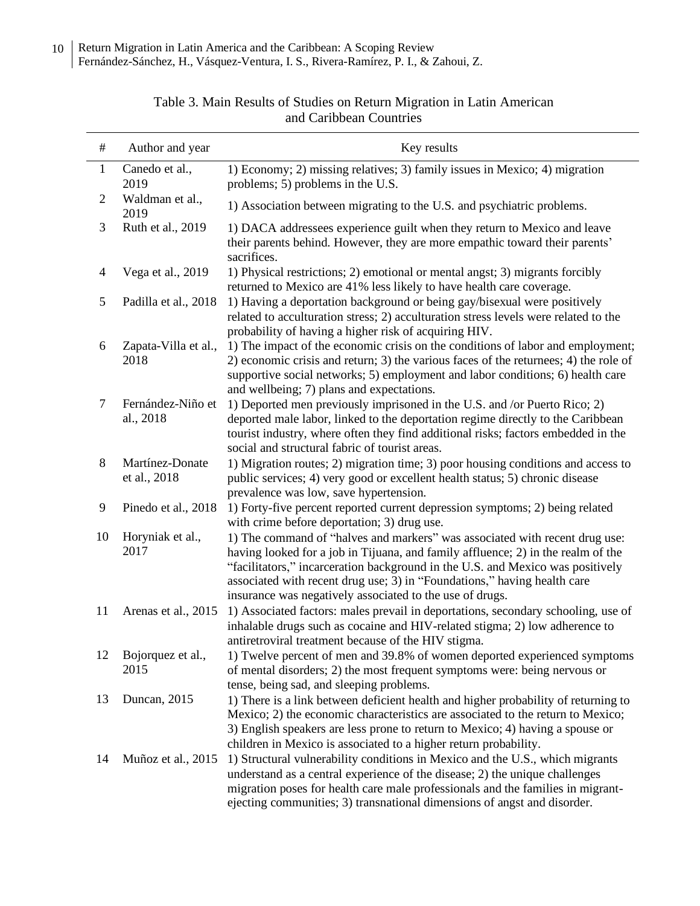Table 3. Main Results of Studies on Return Migration in Latin American and Caribbean Countries

| # | Author and year | Key results |
|---|---|---|
| 1 | Canedo et al., 2019 | 1) Economy; 2) missing relatives; 3) family issues in Mexico; 4) migration problems; 5) problems in the U.S. |
| 2 | Waldman et al., 2019 | 1) Association between migrating to the U.S. and psychiatric problems. |
| 3 | Ruth et al., 2019 | 1) DACA addressees experience guilt when they return to Mexico and leave their parents behind. However, they are more empathic toward their parents' sacrifices. |
| 4 | Vega et al., 2019 | 1) Physical restrictions; 2) emotional or mental angst; 3) migrants forcibly returned to Mexico are 41% less likely to have health care coverage. |
| 5 | Padilla et al., 2018 | 1) Having a deportation background or being gay/bisexual were positively related to acculturation stress; 2) acculturation stress levels were related to the probability of having a higher risk of acquiring HIV. |
| 6 | Zapata-Villa et al., 2018 | 1) The impact of the economic crisis on the conditions of labor and employment; 2) economic crisis and return; 3) the various faces of the returnees; 4) the role of supportive social networks; 5) employment and labor conditions; 6) health care and wellbeing; 7) plans and expectations. |
| 7 | Fernández-Niño et al., 2018 | 1) Deported men previously imprisoned in the U.S. and /or Puerto Rico; 2) deported male labor, linked to the deportation regime directly to the Caribbean tourist industry, where often they find additional risks; factors embedded in the social and structural fabric of tourist areas. |
| 8 | Martínez-Donate et al., 2018 | 1) Migration routes; 2) migration time; 3) poor housing conditions and access to public services; 4) very good or excellent health status; 5) chronic disease prevalence was low, save hypertension. |
| 9 | Pinedo et al., 2018 | 1) Forty-five percent reported current depression symptoms; 2) being related with crime before deportation; 3) drug use. |
| 10 | Horyniak et al., 2017 | 1) The command of "halves and markers" was associated with recent drug use: having looked for a job in Tijuana, and family affluence; 2) in the realm of the "facilitators," incarceration background in the U.S. and Mexico was positively associated with recent drug use; 3) in "Foundations," having health care insurance was negatively associated to the use of drugs. |
| 11 | Arenas et al., 2015 | 1) Associated factors: males prevail in deportations, secondary schooling, use of inhalable drugs such as cocaine and HIV-related stigma; 2) low adherence to antiretroviral treatment because of the HIV stigma. |
| 12 | Bojorquez et al., 2015 | 1) Twelve percent of men and 39.8% of women deported experienced symptoms of mental disorders; 2) the most frequent symptoms were: being nervous or tense, being sad, and sleeping problems. |
| 13 | Duncan, 2015 | 1) There is a link between deficient health and higher probability of returning to Mexico; 2) the economic characteristics are associated to the return to Mexico; 3) English speakers are less prone to return to Mexico; 4) having a spouse or children in Mexico is associated to a higher return probability. |
| 14 | Muñoz et al., 2015 | 1) Structural vulnerability conditions in Mexico and the U.S., which migrants understand as a central experience of the disease; 2) the unique challenges migration poses for health care male professionals and the families in migrant-ejecting communities; 3) transnational dimensions of angst and disorder. |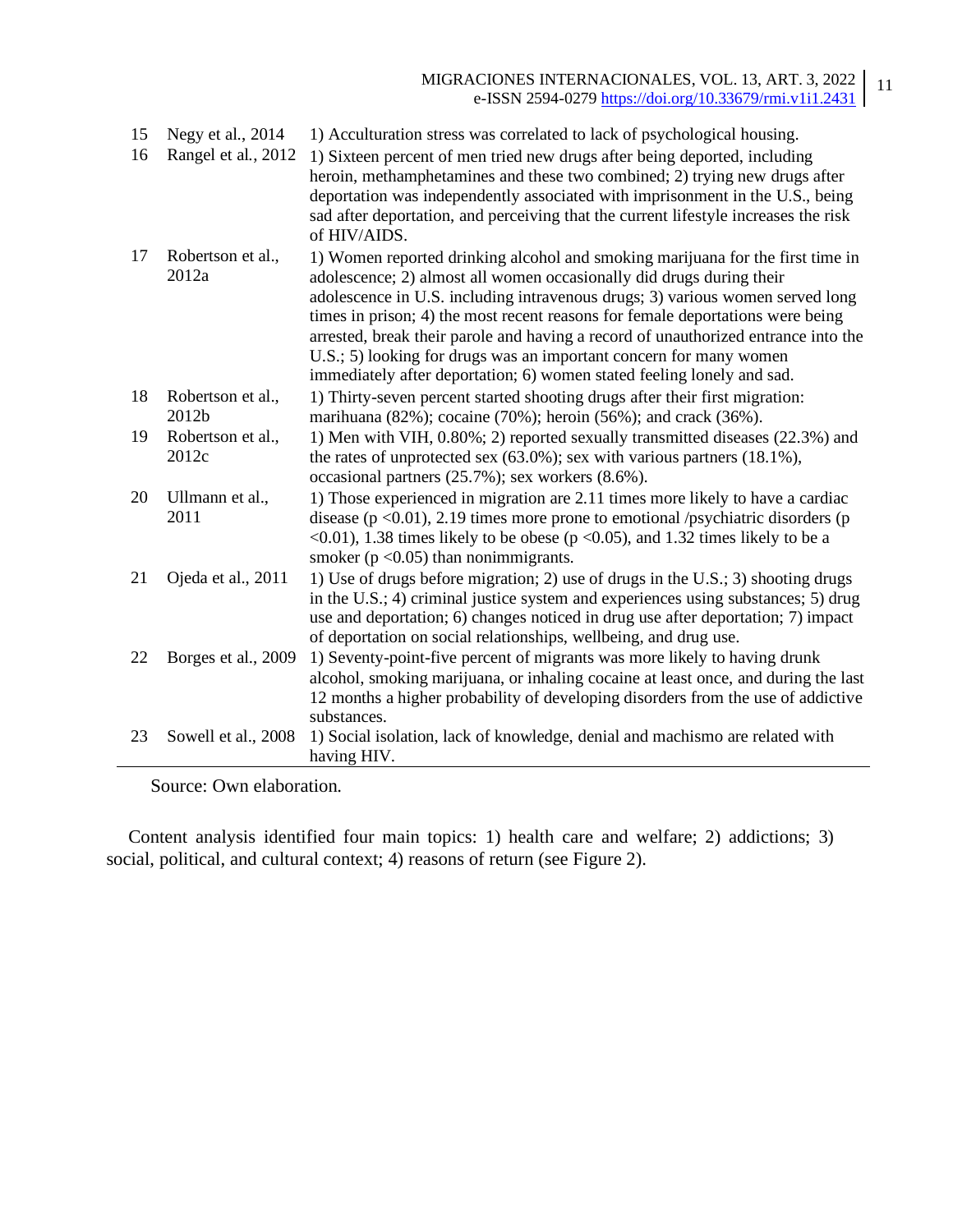| | | |
|---|---|---|
| 15 | Negy et al., 2014 | 1) Acculturation stress was correlated to lack of psychological housing. |
| 16 | Rangel et al., 2012 | 1) Sixteen percent of men tried new drugs after being deported, including heroin, methamphetamines and these two combined; 2) trying new drugs after deportation was independently associated with imprisonment in the U.S., being sad after deportation, and perceiving that the current lifestyle increases the risk of HIV/AIDS. |
| 17 | Robertson et al., 2012a | 1) Women reported drinking alcohol and smoking marijuana for the first time in adolescence; 2) almost all women occasionally did drugs during their adolescence in U.S. including intravenous drugs; 3) various women served long times in prison; 4) the most recent reasons for female deportations were being arrested, break their parole and having a record of unauthorized entrance into the U.S.; 5) looking for drugs was an important concern for many women immediately after deportation; 6) women stated feeling lonely and sad. |
| 18 | Robertson et al., 2012b | 1) Thirty-seven percent started shooting drugs after their first migration: marihuana (82%); cocaine (70%); heroin (56%); and crack (36%). |
| 19 | Robertson et al., 2012c | 1) Men with VIH, 0.80%; 2) reported sexually transmitted diseases (22.3%) and the rates of unprotected sex (63.0%); sex with various partners (18.1%), occasional partners (25.7%); sex workers (8.6%). |
| 20 | Ullmann et al., 2011 | 1) Those experienced in migration are 2.11 times more likely to have a cardiac disease ($p < 0.01$), 2.19 times more prone to emotional /psychiatric disorders ($p < 0.01$), 1.38 times likely to be obese ($p < 0.05$), and 1.32 times likely to be a smoker ($p < 0.05$) than nonimmigrants. |
| 21 | Ojeda et al., 2011 | 1) Use of drugs before migration; 2) use of drugs in the U.S.; 3) shooting drugs in the U.S.; 4) criminal justice system and experiences using substances; 5) drug use and deportation; 6) changes noticed in drug use after deportation; 7) impact of deportation on social relationships, wellbeing, and drug use. |
| 22 | Borges et al., 2009 | 1) Seventy-point-five percent of migrants was more likely to having drunk alcohol, smoking marijuana, or inhaling cocaine at least once, and during the last 12 months a higher probability of developing disorders from the use of addictive substances. |
| 23 | Sowell et al., 2008 | 1) Social isolation, lack of knowledge, denial and machismo are related with having HIV. |

Source: Own elaboration.

Content analysis identified four main topics: 1) health care and welfare; 2) addictions; 3) social, political, and cultural context; 4) reasons of return (see Figure 2).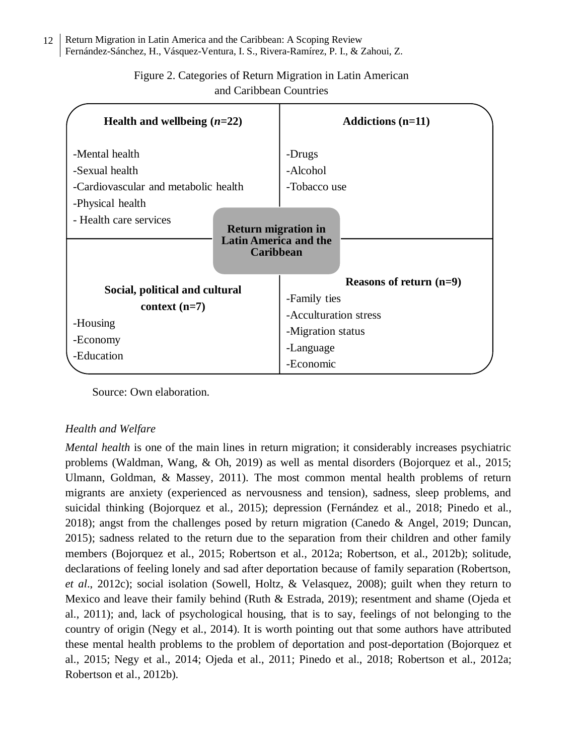Figure 2. Categories of Return Migration in Latin American and Caribbean Countries

**Return migration in Latin America and the Caribbean**

**Health and wellbeing (*n*=22)**

- Mental health
- Sexual health
- Cardiovascular and metabolic health
- Physical health
- Health care services

**Addictions (n=11)**

- Drugs
- Alcohol
- Tobacco use

**Social, political and cultural context (n=7)**

- Housing
- Economy
- Education

**Reasons of return (n=9)**

- Family ties
- Acculturation stress
- Migration status
- Language
- Economic

Source: Own elaboration.

*Health and Welfare*

*Mental health* is one of the main lines in return migration; it considerably increases psychiatric problems (Waldman, Wang, & Oh, 2019) as well as mental disorders (Bojorquez et al., 2015; Ulmann, Goldman, & Massey, 2011). The most common mental health problems of return migrants are anxiety (experienced as nervousness and tension), sadness, sleep problems, and suicidal thinking (Bojorquez et al., 2015); depression (Fernández et al., 2018; Pinedo et al., 2018); angst from the challenges posed by return migration (Canedo & Angel, 2019; Duncan, 2015); sadness related to the return due to the separation from their children and other family members (Bojorquez et al., 2015; Robertson et al., 2012a; Robertson, et al., 2012b); solitude, declarations of feeling lonely and sad after deportation because of family separation (Robertson, *et al*., 2012c); social isolation (Sowell, Holtz, & Velasquez, 2008); guilt when they return to Mexico and leave their family behind (Ruth & Estrada, 2019); resentment and shame (Ojeda et al., 2011); and, lack of psychological housing, that is to say, feelings of not belonging to the country of origin (Negy et al., 2014). It is worth pointing out that some authors have attributed these mental health problems to the problem of deportation and post-deportation (Bojorquez et al., 2015; Negy et al., 2014; Ojeda et al., 2011; Pinedo et al., 2018; Robertson et al., 2012a; Robertson et al., 2012b).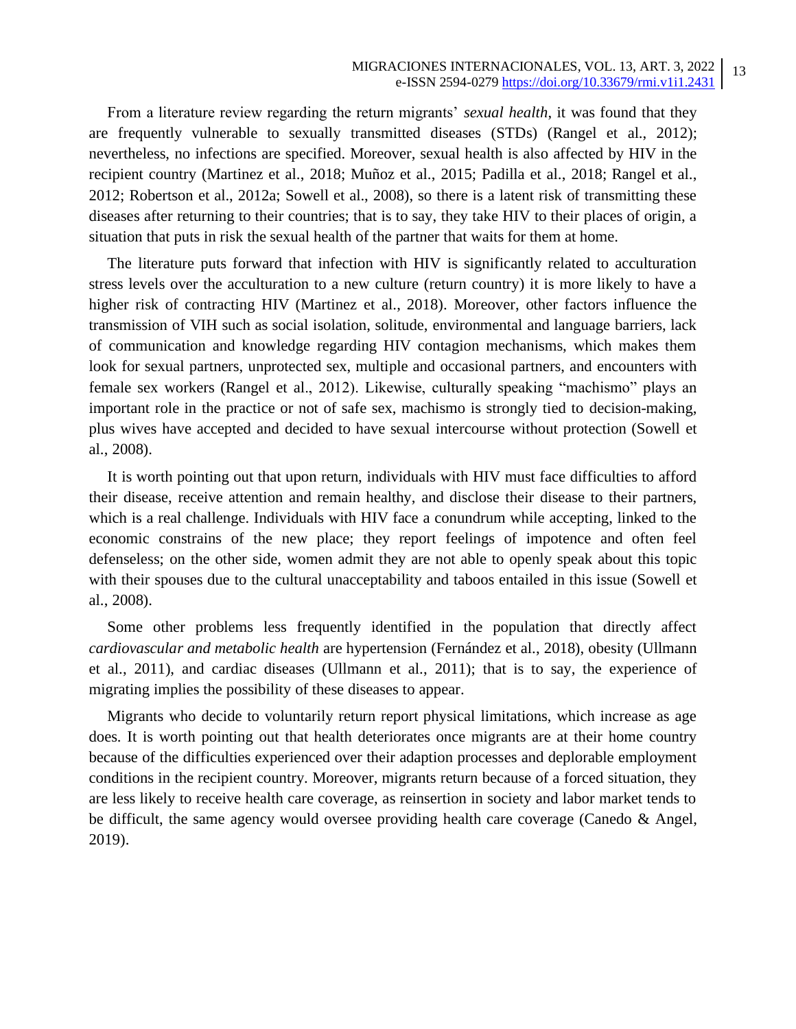From a literature review regarding the return migrants' *sexual health*, it was found that they are frequently vulnerable to sexually transmitted diseases (STDs) (Rangel et al., 2012); nevertheless, no infections are specified. Moreover, sexual health is also affected by HIV in the recipient country (Martinez et al., 2018; Muñoz et al., 2015; Padilla et al., 2018; Rangel et al., 2012; Robertson et al., 2012a; Sowell et al., 2008), so there is a latent risk of transmitting these diseases after returning to their countries; that is to say, they take HIV to their places of origin, a situation that puts in risk the sexual health of the partner that waits for them at home.

The literature puts forward that infection with HIV is significantly related to acculturation stress levels over the acculturation to a new culture (return country) it is more likely to have a higher risk of contracting HIV (Martinez et al., 2018). Moreover, other factors influence the transmission of VIH such as social isolation, solitude, environmental and language barriers, lack of communication and knowledge regarding HIV contagion mechanisms, which makes them look for sexual partners, unprotected sex, multiple and occasional partners, and encounters with female sex workers (Rangel et al., 2012). Likewise, culturally speaking "machismo" plays an important role in the practice or not of safe sex, machismo is strongly tied to decision-making, plus wives have accepted and decided to have sexual intercourse without protection (Sowell et al., 2008).

It is worth pointing out that upon return, individuals with HIV must face difficulties to afford their disease, receive attention and remain healthy, and disclose their disease to their partners, which is a real challenge. Individuals with HIV face a conundrum while accepting, linked to the economic constrains of the new place; they report feelings of impotence and often feel defenseless; on the other side, women admit they are not able to openly speak about this topic with their spouses due to the cultural unacceptability and taboos entailed in this issue (Sowell et al., 2008).

Some other problems less frequently identified in the population that directly affect *cardiovascular and metabolic health* are hypertension (Fernández et al., 2018), obesity (Ullmann et al., 2011), and cardiac diseases (Ullmann et al., 2011); that is to say, the experience of migrating implies the possibility of these diseases to appear.

Migrants who decide to voluntarily return report physical limitations, which increase as age does. It is worth pointing out that health deteriorates once migrants are at their home country because of the difficulties experienced over their adaption processes and deplorable employment conditions in the recipient country. Moreover, migrants return because of a forced situation, they are less likely to receive health care coverage, as reinsertion in society and labor market tends to be difficult, the same agency would oversee providing health care coverage (Canedo & Angel, 2019).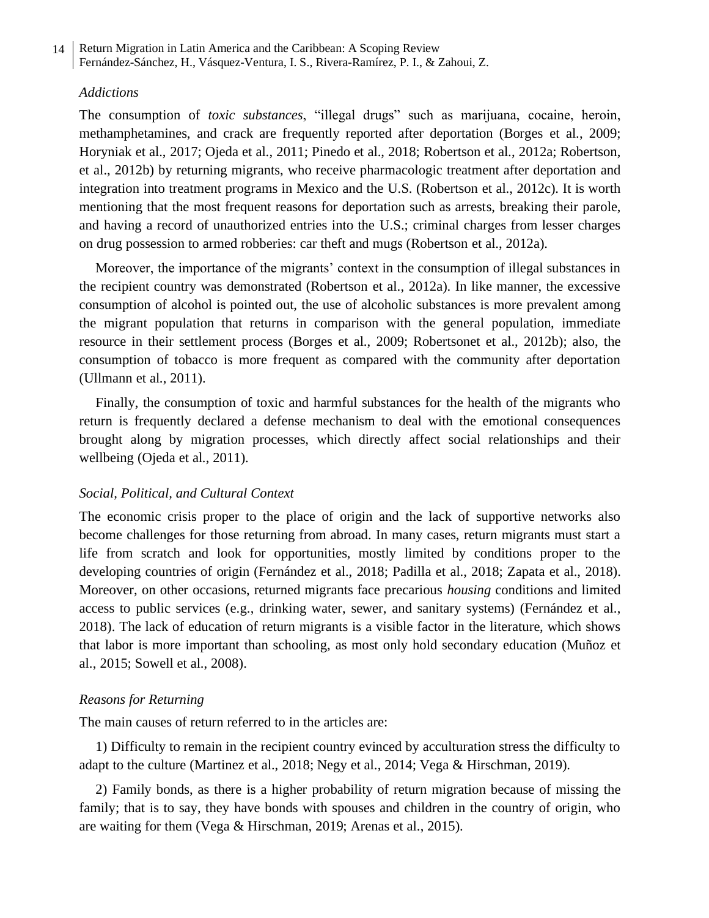### *Addictions*

The consumption of *toxic substances*, "illegal drugs" such as marijuana, cocaine, heroin, methamphetamines, and crack are frequently reported after deportation (Borges et al., 2009; Horyniak et al., 2017; Ojeda et al., 2011; Pinedo et al., 2018; Robertson et al., 2012a; Robertson, et al., 2012b) by returning migrants, who receive pharmacologic treatment after deportation and integration into treatment programs in Mexico and the U.S. (Robertson et al., 2012c). It is worth mentioning that the most frequent reasons for deportation such as arrests, breaking their parole, and having a record of unauthorized entries into the U.S.; criminal charges from lesser charges on drug possession to armed robberies: car theft and mugs (Robertson et al., 2012a).

Moreover, the importance of the migrants' context in the consumption of illegal substances in the recipient country was demonstrated (Robertson et al., 2012a). In like manner, the excessive consumption of alcohol is pointed out, the use of alcoholic substances is more prevalent among the migrant population that returns in comparison with the general population, immediate resource in their settlement process (Borges et al., 2009; Robertsonet et al., 2012b); also, the consumption of tobacco is more frequent as compared with the community after deportation (Ullmann et al., 2011).

Finally, the consumption of toxic and harmful substances for the health of the migrants who return is frequently declared a defense mechanism to deal with the emotional consequences brought along by migration processes, which directly affect social relationships and their wellbeing (Ojeda et al., 2011).

### *Social, Political, and Cultural Context*

The economic crisis proper to the place of origin and the lack of supportive networks also become challenges for those returning from abroad. In many cases, return migrants must start a life from scratch and look for opportunities, mostly limited by conditions proper to the developing countries of origin (Fernández et al., 2018; Padilla et al., 2018; Zapata et al., 2018). Moreover, on other occasions, returned migrants face precarious *housing* conditions and limited access to public services (e.g., drinking water, sewer, and sanitary systems) (Fernández et al., 2018). The lack of education of return migrants is a visible factor in the literature, which shows that labor is more important than schooling, as most only hold secondary education (Muñoz et al., 2015; Sowell et al., 2008).

### *Reasons for Returning*

The main causes of return referred to in the articles are:

1) Difficulty to remain in the recipient country evinced by acculturation stress the difficulty to adapt to the culture (Martinez et al., 2018; Negy et al., 2014; Vega & Hirschman, 2019).

2) Family bonds, as there is a higher probability of return migration because of missing the family; that is to say, they have bonds with spouses and children in the country of origin, who are waiting for them (Vega & Hirschman, 2019; Arenas et al., 2015).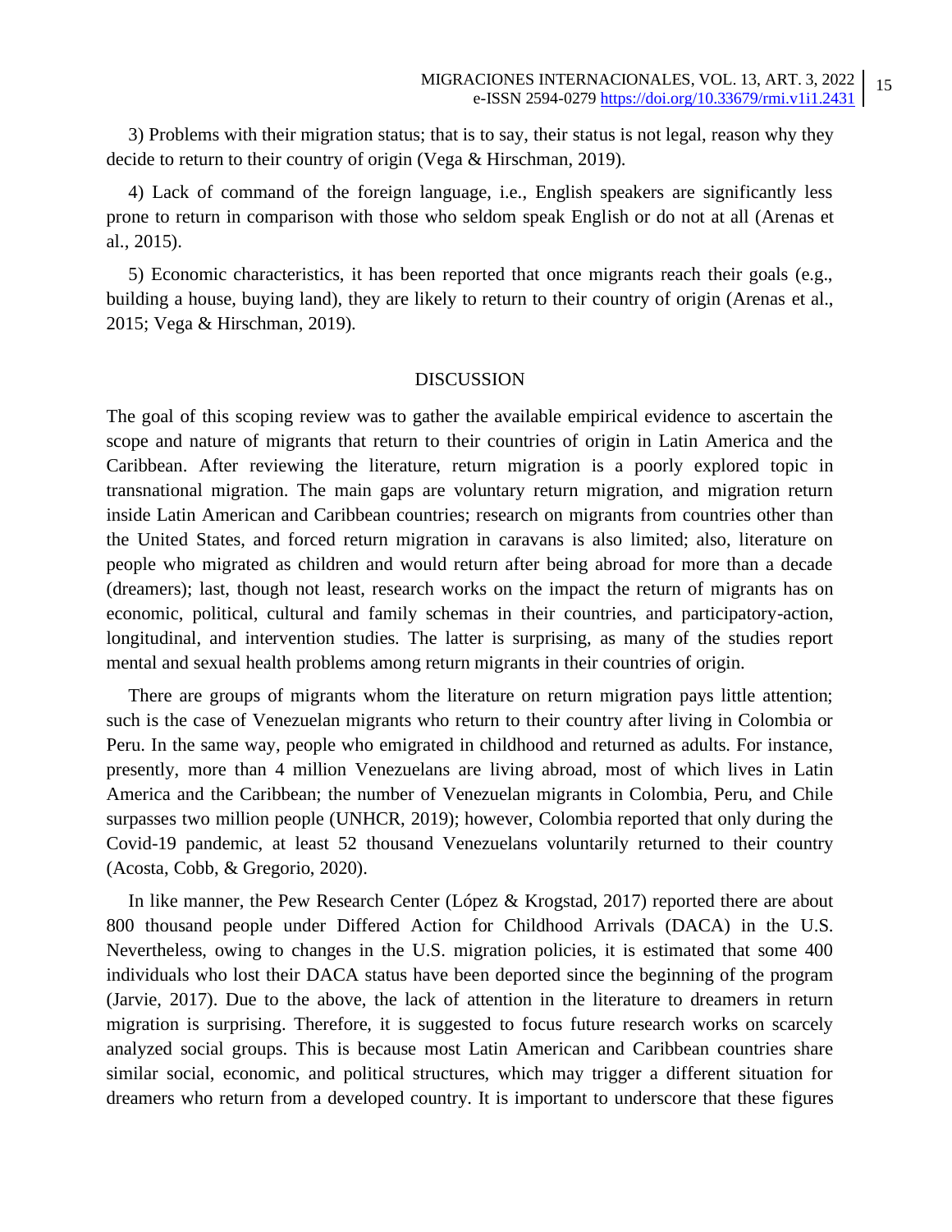3) Problems with their migration status; that is to say, their status is not legal, reason why they decide to return to their country of origin (Vega & Hirschman, 2019).

4) Lack of command of the foreign language, i.e., English speakers are significantly less prone to return in comparison with those who seldom speak English or do not at all (Arenas et al., 2015).

5) Economic characteristics, it has been reported that once migrants reach their goals (e.g., building a house, buying land), they are likely to return to their country of origin (Arenas et al., 2015; Vega & Hirschman, 2019).

## DISCUSSION

The goal of this scoping review was to gather the available empirical evidence to ascertain the scope and nature of migrants that return to their countries of origin in Latin America and the Caribbean. After reviewing the literature, return migration is a poorly explored topic in transnational migration. The main gaps are voluntary return migration, and migration return inside Latin American and Caribbean countries; research on migrants from countries other than the United States, and forced return migration in caravans is also limited; also, literature on people who migrated as children and would return after being abroad for more than a decade (dreamers); last, though not least, research works on the impact the return of migrants has on economic, political, cultural and family schemas in their countries, and participatory-action, longitudinal, and intervention studies. The latter is surprising, as many of the studies report mental and sexual health problems among return migrants in their countries of origin.

There are groups of migrants whom the literature on return migration pays little attention; such is the case of Venezuelan migrants who return to their country after living in Colombia or Peru. In the same way, people who emigrated in childhood and returned as adults. For instance, presently, more than 4 million Venezuelans are living abroad, most of which lives in Latin America and the Caribbean; the number of Venezuelan migrants in Colombia, Peru, and Chile surpasses two million people (UNHCR, 2019); however, Colombia reported that only during the Covid-19 pandemic, at least 52 thousand Venezuelans voluntarily returned to their country (Acosta, Cobb, & Gregorio, 2020).

In like manner, the Pew Research Center (López & Krogstad, 2017) reported there are about 800 thousand people under Differed Action for Childhood Arrivals (DACA) in the U.S. Nevertheless, owing to changes in the U.S. migration policies, it is estimated that some 400 individuals who lost their DACA status have been deported since the beginning of the program (Jarvie, 2017). Due to the above, the lack of attention in the literature to dreamers in return migration is surprising. Therefore, it is suggested to focus future research works on scarcely analyzed social groups. This is because most Latin American and Caribbean countries share similar social, economic, and political structures, which may trigger a different situation for dreamers who return from a developed country. It is important to underscore that these figures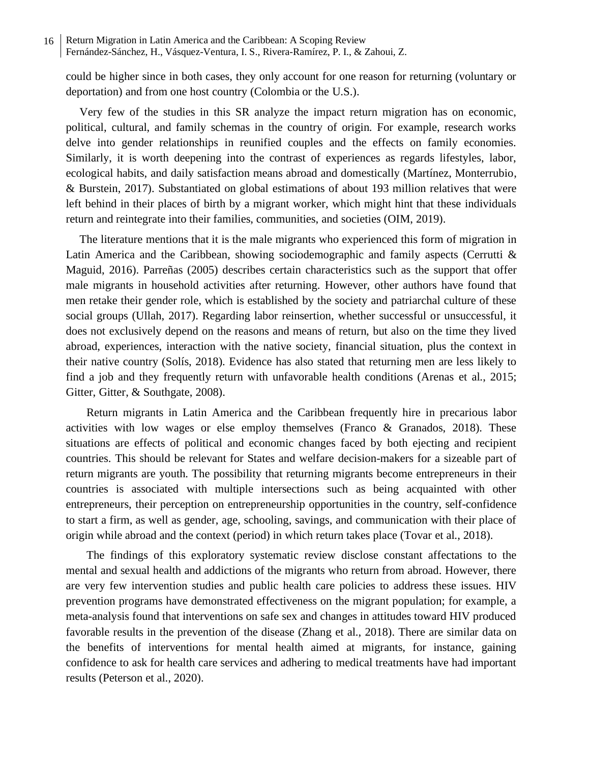could be higher since in both cases, they only account for one reason for returning (voluntary or deportation) and from one host country (Colombia or the U.S.).

Very few of the studies in this SR analyze the impact return migration has on economic, political, cultural, and family schemas in the country of origin. For example, research works delve into gender relationships in reunified couples and the effects on family economies. Similarly, it is worth deepening into the contrast of experiences as regards lifestyles, labor, ecological habits, and daily satisfaction means abroad and domestically (Martínez, Monterrubio, & Burstein, 2017). Substantiated on global estimations of about 193 million relatives that were left behind in their places of birth by a migrant worker, which might hint that these individuals return and reintegrate into their families, communities, and societies (OIM, 2019).

The literature mentions that it is the male migrants who experienced this form of migration in Latin America and the Caribbean, showing sociodemographic and family aspects (Cerrutti & Maguid, 2016). Parreñas (2005) describes certain characteristics such as the support that offer male migrants in household activities after returning. However, other authors have found that men retake their gender role, which is established by the society and patriarchal culture of these social groups (Ullah, 2017). Regarding labor reinsertion, whether successful or unsuccessful, it does not exclusively depend on the reasons and means of return, but also on the time they lived abroad, experiences, interaction with the native society, financial situation, plus the context in their native country (Solís, 2018). Evidence has also stated that returning men are less likely to find a job and they frequently return with unfavorable health conditions (Arenas et al., 2015; Gitter, Gitter, & Southgate, 2008).

Return migrants in Latin America and the Caribbean frequently hire in precarious labor activities with low wages or else employ themselves (Franco & Granados, 2018). These situations are effects of political and economic changes faced by both ejecting and recipient countries. This should be relevant for States and welfare decision-makers for a sizeable part of return migrants are youth. The possibility that returning migrants become entrepreneurs in their countries is associated with multiple intersections such as being acquainted with other entrepreneurs, their perception on entrepreneurship opportunities in the country, self-confidence to start a firm, as well as gender, age, schooling, savings, and communication with their place of origin while abroad and the context (period) in which return takes place (Tovar et al., 2018).

The findings of this exploratory systematic review disclose constant affectations to the mental and sexual health and addictions of the migrants who return from abroad. However, there are very few intervention studies and public health care policies to address these issues. HIV prevention programs have demonstrated effectiveness on the migrant population; for example, a meta-analysis found that interventions on safe sex and changes in attitudes toward HIV produced favorable results in the prevention of the disease (Zhang et al., 2018). There are similar data on the benefits of interventions for mental health aimed at migrants, for instance, gaining confidence to ask for health care services and adhering to medical treatments have had important results (Peterson et al., 2020).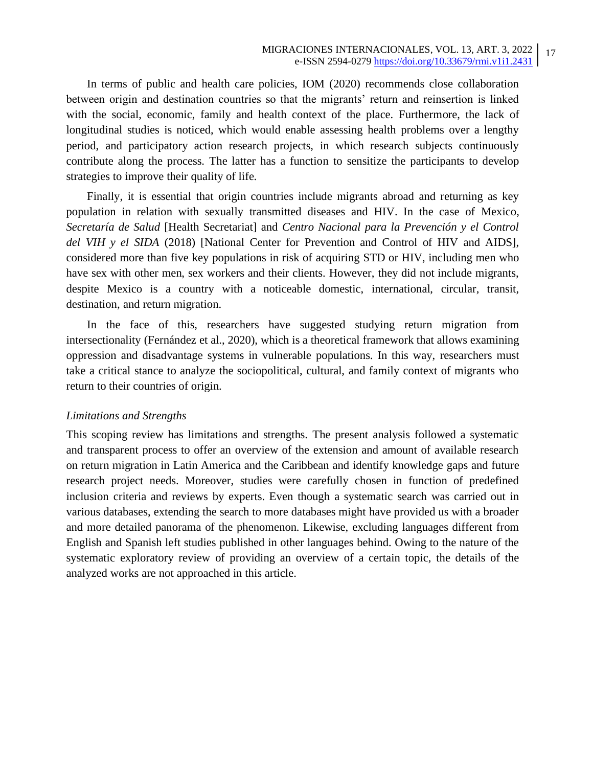In terms of public and health care policies, IOM (2020) recommends close collaboration between origin and destination countries so that the migrants' return and reinsertion is linked with the social, economic, family and health context of the place. Furthermore, the lack of longitudinal studies is noticed, which would enable assessing health problems over a lengthy period, and participatory action research projects, in which research subjects continuously contribute along the process. The latter has a function to sensitize the participants to develop strategies to improve their quality of life.

Finally, it is essential that origin countries include migrants abroad and returning as key population in relation with sexually transmitted diseases and HIV. In the case of Mexico, *Secretaría de Salud* [Health Secretariat] and *Centro Nacional para la Prevención y el Control del VIH y el SIDA* (2018) [National Center for Prevention and Control of HIV and AIDS], considered more than five key populations in risk of acquiring STD or HIV, including men who have sex with other men, sex workers and their clients. However, they did not include migrants, despite Mexico is a country with a noticeable domestic, international, circular, transit, destination, and return migration.

In the face of this, researchers have suggested studying return migration from intersectionality (Fernández et al., 2020), which is a theoretical framework that allows examining oppression and disadvantage systems in vulnerable populations. In this way, researchers must take a critical stance to analyze the sociopolitical, cultural, and family context of migrants who return to their countries of origin.

*Limitations and Strengths*

This scoping review has limitations and strengths. The present analysis followed a systematic and transparent process to offer an overview of the extension and amount of available research on return migration in Latin America and the Caribbean and identify knowledge gaps and future research project needs. Moreover, studies were carefully chosen in function of predefined inclusion criteria and reviews by experts. Even though a systematic search was carried out in various databases, extending the search to more databases might have provided us with a broader and more detailed panorama of the phenomenon. Likewise, excluding languages different from English and Spanish left studies published in other languages behind. Owing to the nature of the systematic exploratory review of providing an overview of a certain topic, the details of the analyzed works are not approached in this article.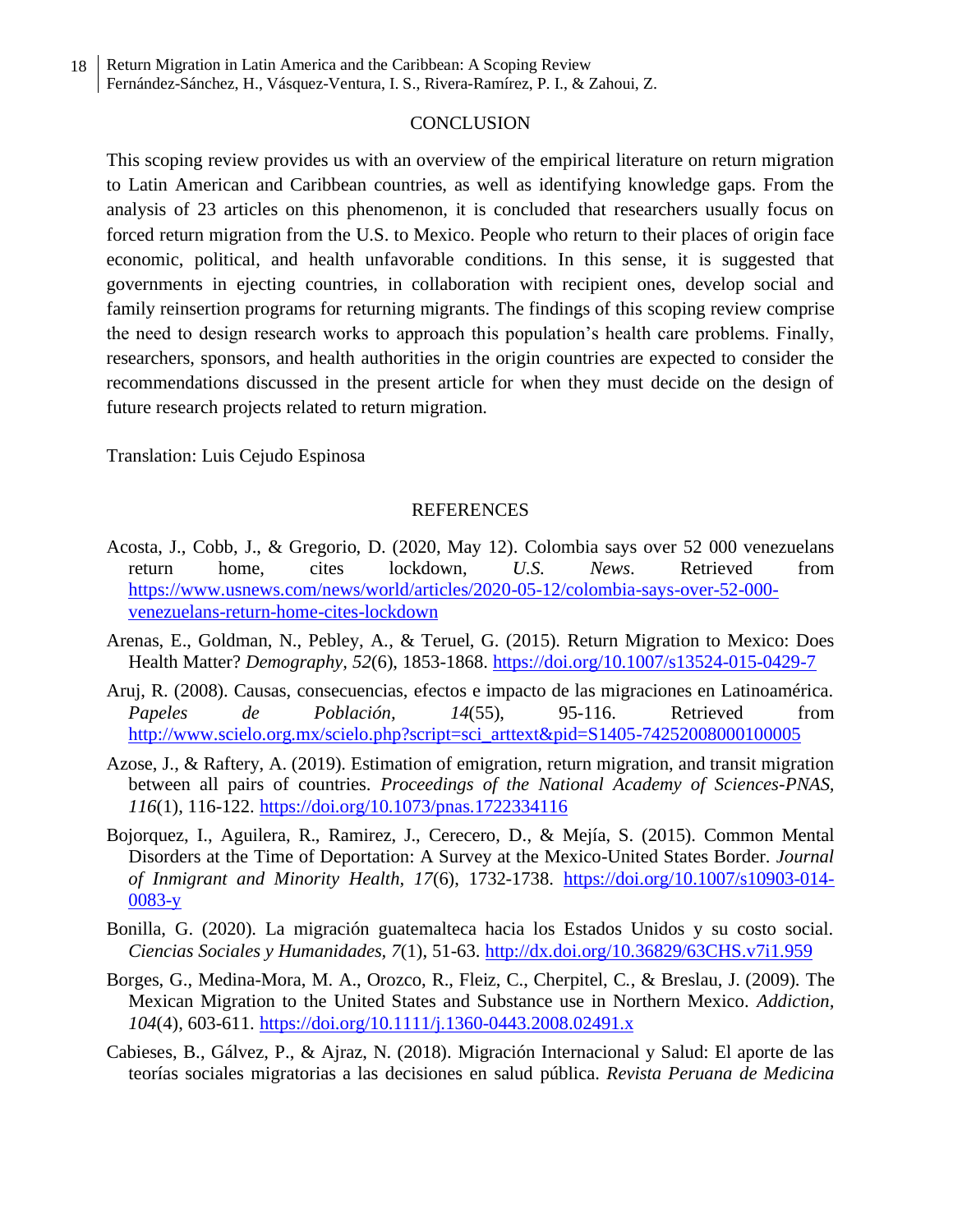## CONCLUSION

This scoping review provides us with an overview of the empirical literature on return migration to Latin American and Caribbean countries, as well as identifying knowledge gaps. From the analysis of 23 articles on this phenomenon, it is concluded that researchers usually focus on forced return migration from the U.S. to Mexico. People who return to their places of origin face economic, political, and health unfavorable conditions. In this sense, it is suggested that governments in ejecting countries, in collaboration with recipient ones, develop social and family reinsertion programs for returning migrants. The findings of this scoping review comprise the need to design research works to approach this population's health care problems. Finally, researchers, sponsors, and health authorities in the origin countries are expected to consider the recommendations discussed in the present article for when they must decide on the design of future research projects related to return migration.

Translation: Luis Cejudo Espinosa

## REFERENCES

Acosta, J., Cobb, J., & Gregorio, D. (2020, May 12). Colombia says over 52 000 venezuelans return home, cites lockdown, *U.S. News*. Retrieved from https://www.usnews.com/news/world/articles/2020-05-12/colombia-says-over-52-000-venezuelans-return-home-cites-lockdown

Arenas, E., Goldman, N., Pebley, A., & Teruel, G. (2015). Return Migration to Mexico: Does Health Matter? *Demography, 52*(6), 1853-1868. https://doi.org/10.1007/s13524-015-0429-7

Aruj, R. (2008). Causas, consecuencias, efectos e impacto de las migraciones en Latinoamérica. *Papeles de Población, 14*(55), 95-116. Retrieved from http://www.scielo.org.mx/scielo.php?script=sci_arttext&pid=S1405-74252008000100005

Azose, J., & Raftery, A. (2019). Estimation of emigration, return migration, and transit migration between all pairs of countries. *Proceedings of the National Academy of Sciences-PNAS, 116*(1), 116-122. https://doi.org/10.1073/pnas.1722334116

Bojorquez, I., Aguilera, R., Ramirez, J., Cerecero, D., & Mejía, S. (2015). Common Mental Disorders at the Time of Deportation: A Survey at the Mexico-United States Border. *Journal of Inmigrant and Minority Health, 17*(6), 1732-1738. https://doi.org/10.1007/s10903-014-0083-y

Bonilla, G. (2020). La migración guatemalteca hacia los Estados Unidos y su costo social. *Ciencias Sociales y Humanidades, 7*(1), 51-63. http://dx.doi.org/10.36829/63CHS.v7i1.959

Borges, G., Medina-Mora, M. A., Orozco, R., Fleiz, C., Cherpitel, C., & Breslau, J. (2009). The Mexican Migration to the United States and Substance use in Northern Mexico. *Addiction, 104*(4), 603-611. https://doi.org/10.1111/j.1360-0443.2008.02491.x

Cabieses, B., Gálvez, P., & Ajraz, N. (2018). Migración Internacional y Salud: El aporte de las teorías sociales migratorias a las decisiones en salud pública. *Revista Peruana de Medicina*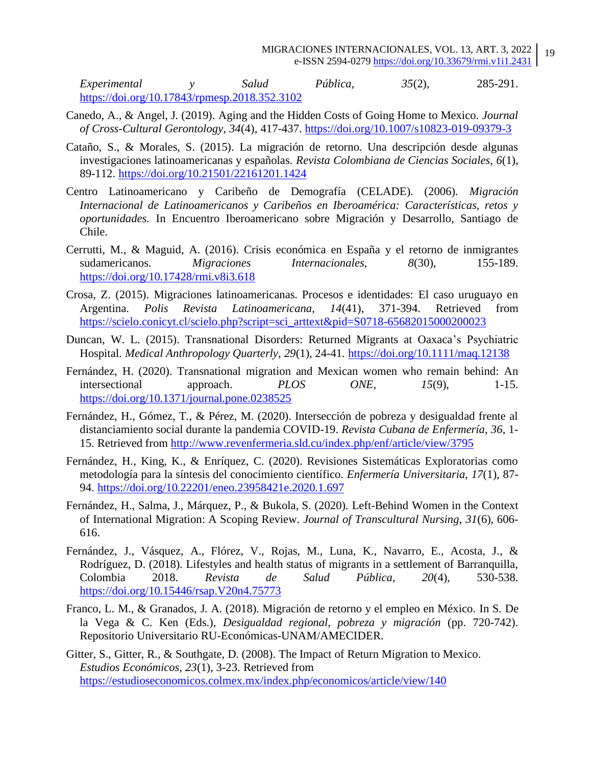*Experimental y Salud Pública, 35*(2), 285-291. https://doi.org/10.17843/rpmesp.2018.352.3102

Canedo, A., & Angel, J. (2019). Aging and the Hidden Costs of Going Home to Mexico. *Journal of Cross-Cultural Gerontology, 34*(4), 417-437. https://doi.org/10.1007/s10823-019-09379-3

Cataño, S., & Morales, S. (2015). La migración de retorno. Una descripción desde algunas investigaciones latinoamericanas y españolas. *Revista Colombiana de Ciencias Sociales, 6*(1), 89-112. https://doi.org/10.21501/22161201.1424

Centro Latinoamericano y Caribeño de Demografía (CELADE). (2006). *Migración Internacional de Latinoamericanos y Caribeños en Iberoamérica: Características, retos y oportunidades.* In Encuentro Iberoamericano sobre Migración y Desarrollo, Santiago de Chile.

Cerrutti, M., & Maguid, A. (2016). Crisis económica en España y el retorno de inmigrantes sudamericanos. *Migraciones Internacionales, 8*(30), 155-189. https://doi.org/10.17428/rmi.v8i3.618

Crosa, Z. (2015). Migraciones latinoamericanas. Procesos e identidades: El caso uruguayo en Argentina. *Polis Revista Latinoamericana, 14*(41), 371-394. Retrieved from https://scielo.conicyt.cl/scielo.php?script=sci_arttext&pid=S0718-65682015000200023

Duncan, W. L. (2015). Transnational Disorders: Returned Migrants at Oaxaca's Psychiatric Hospital. *Medical Anthropology Quarterly, 29*(1), 24-41. https://doi.org/10.1111/maq.12138

Fernández, H. (2020). Transnational migration and Mexican women who remain behind: An intersectional approach. *PLOS ONE, 15*(9), 1-15. https://doi.org/10.1371/journal.pone.0238525

Fernández, H., Gómez, T., & Pérez, M. (2020). Intersección de pobreza y desigualdad frente al distanciamiento social durante la pandemia COVID-19. *Revista Cubana de Enfermería, 36*, 1-15. Retrieved from http://www.revenfermeria.sld.cu/index.php/enf/article/view/3795

Fernández, H., King, K., & Enríquez, C. (2020). Revisiones Sistemáticas Exploratorias como metodología para la síntesis del conocimiento científico. *Enfermería Universitaria, 17*(1), 87-94. https://doi.org/10.22201/eneo.23958421e.2020.1.697

Fernández, H., Salma, J., Márquez, P., & Bukola, S. (2020). Left-Behind Women in the Context of International Migration: A Scoping Review. *Journal of Transcultural Nursing, 31*(6), 606-616.

Fernández, J., Vásquez, A., Flórez, V., Rojas, M., Luna, K., Navarro, E., Acosta, J., & Rodríguez, D. (2018). Lifestyles and health status of migrants in a settlement of Barranquilla, Colombia 2018. *Revista de Salud Pública, 20*(4), 530-538. https://doi.org/10.15446/rsap.V20n4.75773

Franco, L. M., & Granados, J. A. (2018). Migración de retorno y el empleo en México. In S. De la Vega & C. Ken (Eds.), *Desigualdad regional, pobreza y migración* (pp. 720-742). Repositorio Universitario RU-Económicas-UNAM/AMECIDER.

Gitter, S., Gitter, R., & Southgate, D. (2008). The Impact of Return Migration to Mexico. *Estudios Económicos, 23*(1), 3-23. Retrieved from https://estudioseconomicos.colmex.mx/index.php/economicos/article/view/140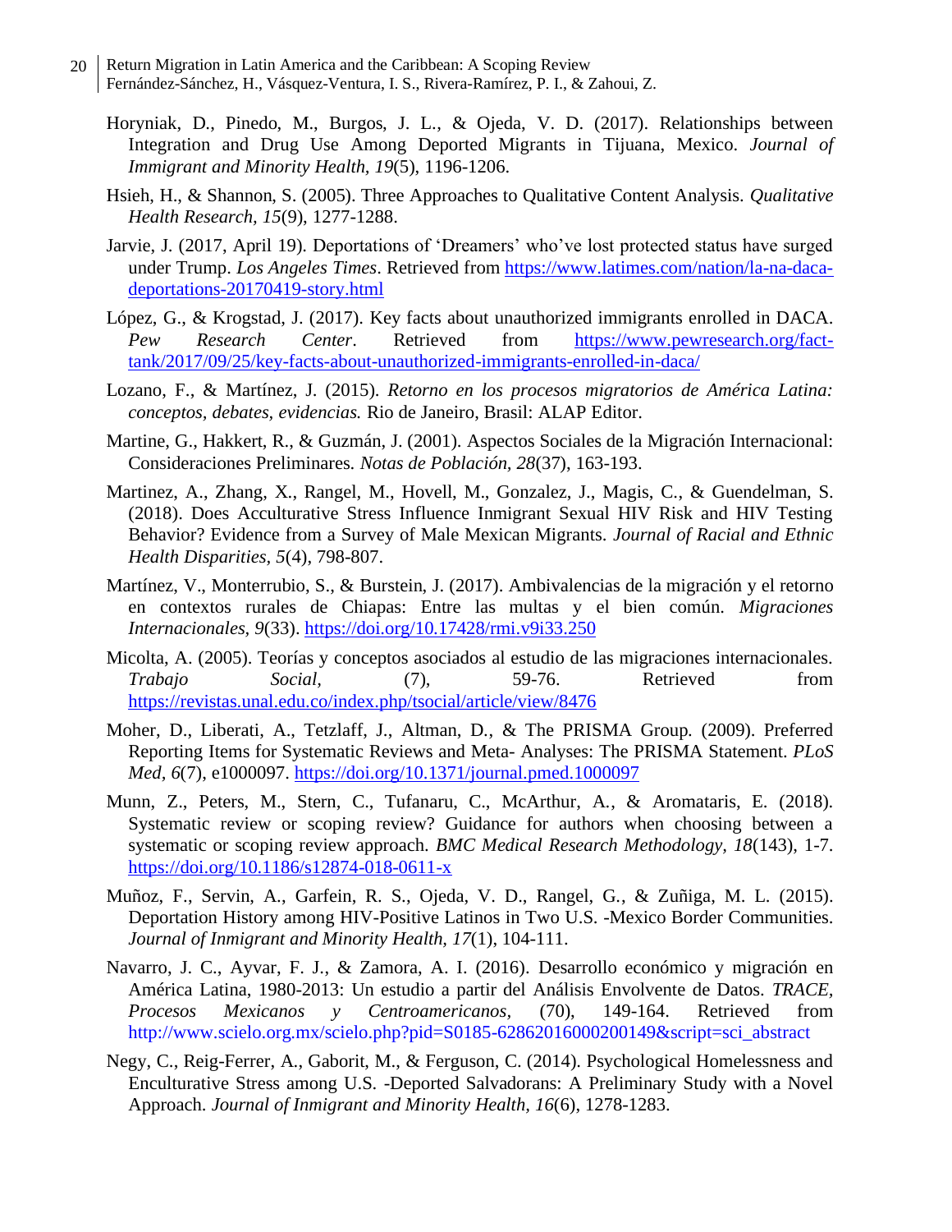Horyniak, D., Pinedo, M., Burgos, J. L., & Ojeda, V. D. (2017). Relationships between Integration and Drug Use Among Deported Migrants in Tijuana, Mexico. *Journal of Immigrant and Minority Health, 19*(5), 1196-1206.

Hsieh, H., & Shannon, S. (2005). Three Approaches to Qualitative Content Analysis. *Qualitative Health Research, 15*(9), 1277-1288.

Jarvie, J. (2017, April 19). Deportations of 'Dreamers' who've lost protected status have surged under Trump. *Los Angeles Times*. Retrieved from https://www.latimes.com/nation/la-na-daca-deportations-20170419-story.html

López, G., & Krogstad, J. (2017). Key facts about unauthorized immigrants enrolled in DACA. *Pew Research Center*. Retrieved from https://www.pewresearch.org/fact-tank/2017/09/25/key-facts-about-unauthorized-immigrants-enrolled-in-daca/

Lozano, F., & Martínez, J. (2015). *Retorno en los procesos migratorios de América Latina: conceptos, debates, evidencias.* Rio de Janeiro, Brasil: ALAP Editor.

Martine, G., Hakkert, R., & Guzmán, J. (2001). Aspectos Sociales de la Migración Internacional: Consideraciones Preliminares. *Notas de Población, 28*(37), 163-193.

Martinez, A., Zhang, X., Rangel, M., Hovell, M., Gonzalez, J., Magis, C., & Guendelman, S. (2018). Does Acculturative Stress Influence Inmigrant Sexual HIV Risk and HIV Testing Behavior? Evidence from a Survey of Male Mexican Migrants. *Journal of Racial and Ethnic Health Disparities*, *5*(4), 798-807.

Martínez, V., Monterrubio, S., & Burstein, J. (2017). Ambivalencias de la migración y el retorno en contextos rurales de Chiapas: Entre las multas y el bien común. *Migraciones Internacionales, 9*(33). https://doi.org/10.17428/rmi.v9i33.250

Micolta, A. (2005). Teorías y conceptos asociados al estudio de las migraciones internacionales. *Trabajo Social,* (7), 59-76. Retrieved from https://revistas.unal.edu.co/index.php/tsocial/article/view/8476

Moher, D., Liberati, A., Tetzlaff, J., Altman, D., & The PRISMA Group. (2009). Preferred Reporting Items for Systematic Reviews and Meta- Analyses: The PRISMA Statement. *PLoS Med, 6*(7), e1000097. https://doi.org/10.1371/journal.pmed.1000097

Munn, Z., Peters, M., Stern, C., Tufanaru, C., McArthur, A., & Aromataris, E. (2018). Systematic review or scoping review? Guidance for authors when choosing between a systematic or scoping review approach. *BMC Medical Research Methodology, 18*(143), 1-7. https://doi.org/10.1186/s12874-018-0611-x

Muñoz, F., Servin, A., Garfein, R. S., Ojeda, V. D., Rangel, G., & Zuñiga, M. L. (2015). Deportation History among HIV-Positive Latinos in Two U.S. -Mexico Border Communities. *Journal of Inmigrant and Minority Health, 17*(1), 104-111.

Navarro, J. C., Ayvar, F. J., & Zamora, A. I. (2016). Desarrollo económico y migración en América Latina, 1980-2013: Un estudio a partir del Análisis Envolvente de Datos. *TRACE, Procesos Mexicanos y Centroamericanos,* (70), 149-164. Retrieved from http://www.scielo.org.mx/scielo.php?pid=S0185-62862016000200149&script=sci_abstract

Negy, C., Reig-Ferrer, A., Gaborit, M., & Ferguson, C. (2014). Psychological Homelessness and Enculturative Stress among U.S. -Deported Salvadorans: A Preliminary Study with a Novel Approach. *Journal of Inmigrant and Minority Health, 16*(6), 1278-1283.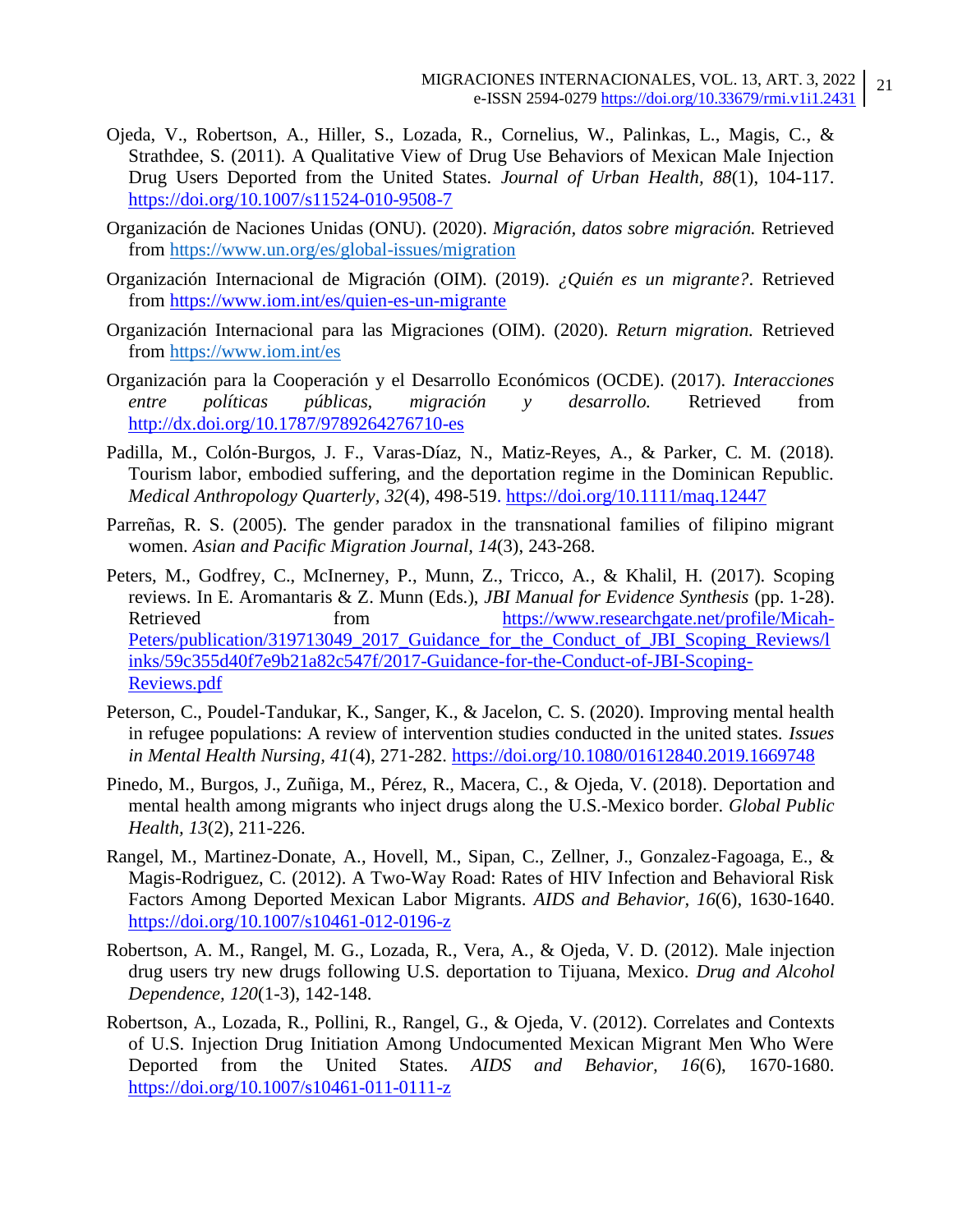Ojeda, V., Robertson, A., Hiller, S., Lozada, R., Cornelius, W., Palinkas, L., Magis, C., & Strathdee, S. (2011). A Qualitative View of Drug Use Behaviors of Mexican Male Injection Drug Users Deported from the United States. *Journal of Urban Health*, *88*(1), 104-117. https://doi.org/10.1007/s11524-010-9508-7

Organización de Naciones Unidas (ONU). (2020). *Migración, datos sobre migración.* Retrieved from https://www.un.org/es/global-issues/migration

Organización Internacional de Migración (OIM). (2019). *¿Quién es un migrante?*. Retrieved from https://www.iom.int/es/quien-es-un-migrante

Organización Internacional para las Migraciones (OIM). (2020). *Return migration.* Retrieved from https://www.iom.int/es

Organización para la Cooperación y el Desarrollo Económicos (OCDE). (2017). *Interacciones entre políticas públicas, migración y desarrollo.* Retrieved from http://dx.doi.org/10.1787/9789264276710-es

Padilla, M., Colón-Burgos, J. F., Varas-Díaz, N., Matiz-Reyes, A., & Parker, C. M. (2018). Tourism labor, embodied suffering, and the deportation regime in the Dominican Republic. *Medical Anthropology Quarterly*, *32*(4), 498-519. https://doi.org/10.1111/maq.12447

Parreñas, R. S. (2005). The gender paradox in the transnational families of filipino migrant women. *Asian and Pacific Migration Journal*, *14*(3), 243-268.

Peters, M., Godfrey, C., McInerney, P., Munn, Z., Tricco, A., & Khalil, H. (2017). Scoping reviews. In E. Aromantaris & Z. Munn (Eds.), *JBI Manual for Evidence Synthesis* (pp. 1-28). Retrieved from https://www.researchgate.net/profile/Micah-Peters/publication/319713049_2017_Guidance_for_the_Conduct_of_JBI_Scoping_Reviews/links/59c355d40f7e9b21a82c547f/2017-Guidance-for-the-Conduct-of-JBI-Scoping-Reviews.pdf

Peterson, C., Poudel-Tandukar, K., Sanger, K., & Jacelon, C. S. (2020). Improving mental health in refugee populations: A review of intervention studies conducted in the united states. *Issues in Mental Health Nursing*, *41*(4), 271-282. https://doi.org/10.1080/01612840.2019.1669748

Pinedo, M., Burgos, J., Zuñiga, M., Pérez, R., Macera, C., & Ojeda, V. (2018). Deportation and mental health among migrants who inject drugs along the U.S.-Mexico border. *Global Public Health*, *13*(2), 211-226.

Rangel, M., Martinez-Donate, A., Hovell, M., Sipan, C., Zellner, J., Gonzalez-Fagoaga, E., & Magis-Rodriguez, C. (2012). A Two-Way Road: Rates of HIV Infection and Behavioral Risk Factors Among Deported Mexican Labor Migrants. *AIDS and Behavior*, *16*(6), 1630-1640. https://doi.org/10.1007/s10461-012-0196-z

Robertson, A. M., Rangel, M. G., Lozada, R., Vera, A., & Ojeda, V. D. (2012). Male injection drug users try new drugs following U.S. deportation to Tijuana, Mexico. *Drug and Alcohol Dependence*, *120*(1-3), 142-148.

Robertson, A., Lozada, R., Pollini, R., Rangel, G., & Ojeda, V. (2012). Correlates and Contexts of U.S. Injection Drug Initiation Among Undocumented Mexican Migrant Men Who Were Deported from the United States. *AIDS and Behavior*, *16*(6), 1670-1680. https://doi.org/10.1007/s10461-011-0111-z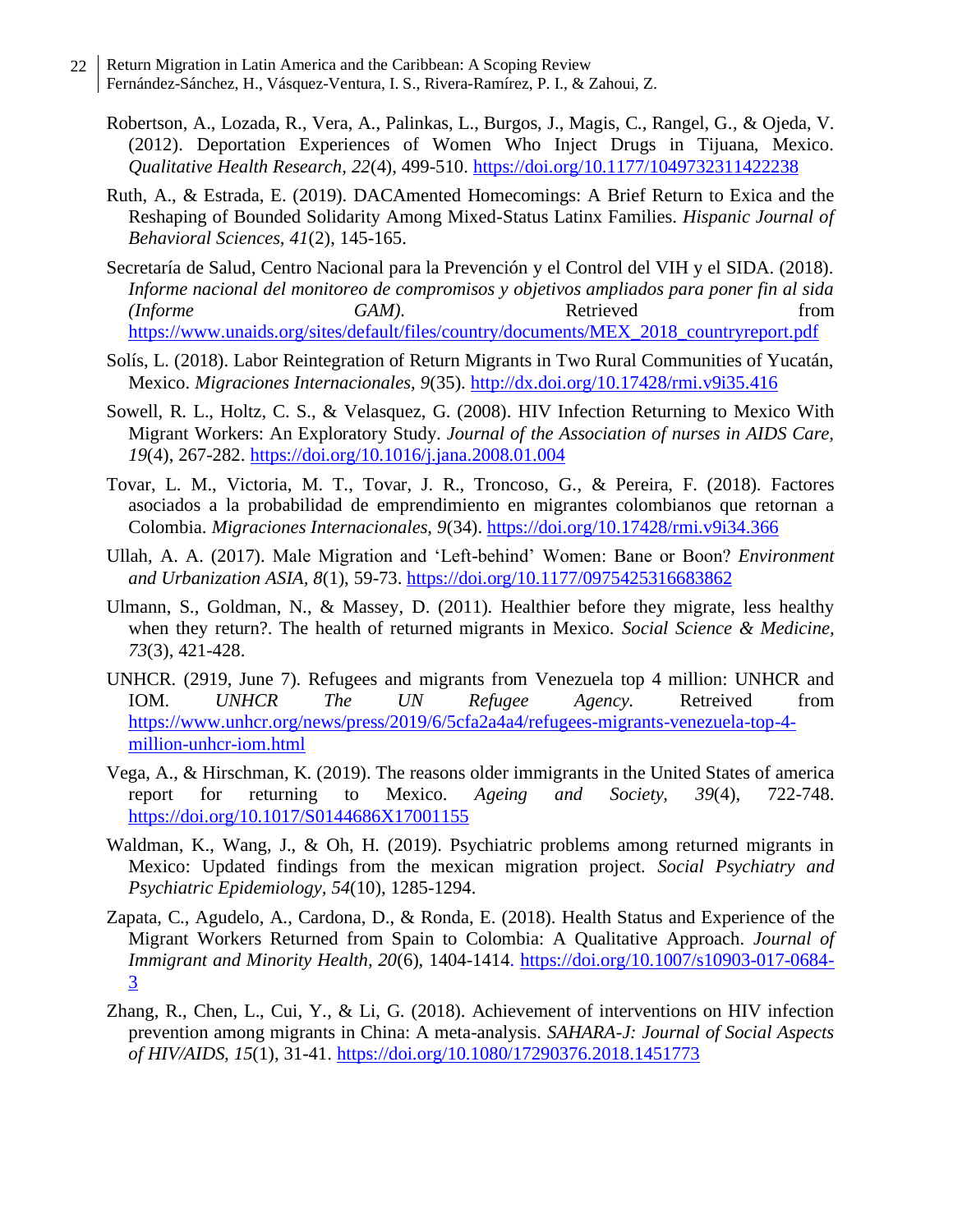Robertson, A., Lozada, R., Vera, A., Palinkas, L., Burgos, J., Magis, C., Rangel, G., & Ojeda, V. (2012). Deportation Experiences of Women Who Inject Drugs in Tijuana, Mexico. *Qualitative Health Research, 22*(4), 499-510. https://doi.org/10.1177/1049732311422238

Ruth, A., & Estrada, E. (2019). DACAmented Homecomings: A Brief Return to Exica and the Reshaping of Bounded Solidarity Among Mixed-Status Latinx Families. *Hispanic Journal of Behavioral Sciences, 41*(2), 145-165.

Secretaría de Salud, Centro Nacional para la Prevención y el Control del VIH y el SIDA. (2018). *Informe nacional del monitoreo de compromisos y objetivos ampliados para poner fin al sida (Informe GAM).* Retrieved from https://www.unaids.org/sites/default/files/country/documents/MEX_2018_countryreport.pdf

Solís, L. (2018). Labor Reintegration of Return Migrants in Two Rural Communities of Yucatán, Mexico. *Migraciones Internacionales, 9*(35). http://dx.doi.org/10.17428/rmi.v9i35.416

Sowell, R. L., Holtz, C. S., & Velasquez, G. (2008). HIV Infection Returning to Mexico With Migrant Workers: An Exploratory Study. *Journal of the Association of nurses in AIDS Care, 19*(4), 267-282. https://doi.org/10.1016/j.jana.2008.01.004

Tovar, L. M., Victoria, M. T., Tovar, J. R., Troncoso, G., & Pereira, F. (2018). Factores asociados a la probabilidad de emprendimiento en migrantes colombianos que retornan a Colombia. *Migraciones Internacionales, 9*(34). https://doi.org/10.17428/rmi.v9i34.366

Ullah, A. A. (2017). Male Migration and 'Left-behind' Women: Bane or Boon? *Environment and Urbanization ASIA, 8*(1), 59-73. https://doi.org/10.1177/0975425316683862

Ulmann, S., Goldman, N., & Massey, D. (2011). Healthier before they migrate, less healthy when they return?. The health of returned migrants in Mexico. *Social Science & Medicine, 73*(3), 421-428.

UNHCR. (2919, June 7). Refugees and migrants from Venezuela top 4 million: UNHCR and IOM. *UNHCR The UN Refugee Agency.* Retreived from https://www.unhcr.org/news/press/2019/6/5cfa2a4a4/refugees-migrants-venezuela-top-4-million-unhcr-iom.html

Vega, A., & Hirschman, K. (2019). The reasons older immigrants in the United States of america report for returning to Mexico. *Ageing and Society, 39*(4), 722-748. https://doi.org/10.1017/S0144686X17001155

Waldman, K., Wang, J., & Oh, H. (2019). Psychiatric problems among returned migrants in Mexico: Updated findings from the mexican migration project. *Social Psychiatry and Psychiatric Epidemiology, 54*(10), 1285-1294.

Zapata, C., Agudelo, A., Cardona, D., & Ronda, E. (2018). Health Status and Experience of the Migrant Workers Returned from Spain to Colombia: A Qualitative Approach. *Journal of Immigrant and Minority Health, 20*(6), 1404-1414. https://doi.org/10.1007/s10903-017-0684-3

Zhang, R., Chen, L., Cui, Y., & Li, G. (2018). Achievement of interventions on HIV infection prevention among migrants in China: A meta-analysis. *SAHARA-J: Journal of Social Aspects of HIV/AIDS, 15*(1), 31-41. https://doi.org/10.1080/17290376.2018.1451773